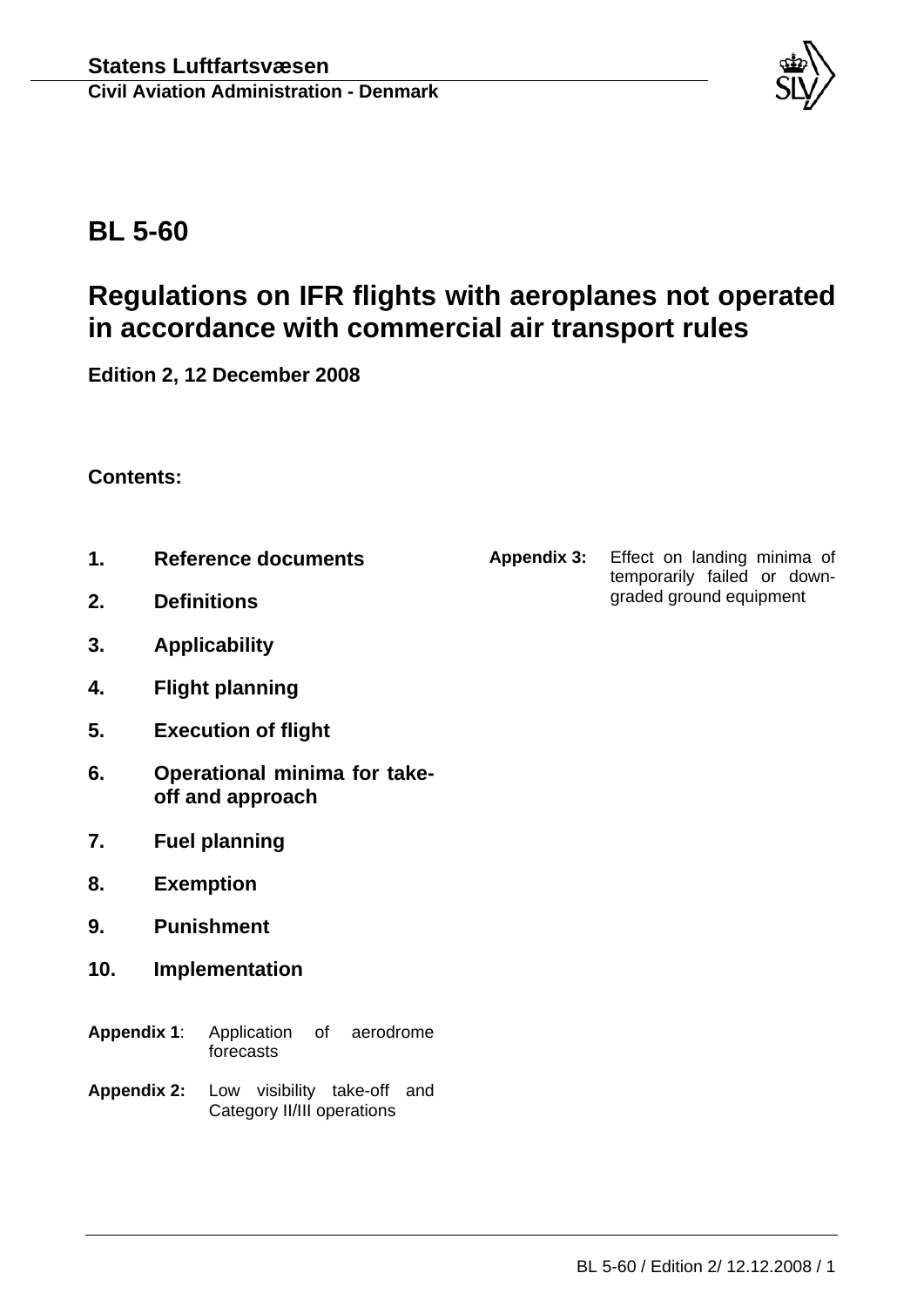**Statens Luftfartsvæsen**

**Civil Aviation Administration - Denmark**

# BL 5-60

# Regulations on IFR flights with aeroplanes not operated in accordance with commercial air transport rules

**Edition 2, 12 December 2008**

**Contents:**

**1. Reference documents**

**2. Definitions**

**3. Applicability**

**4. Flight planning**

**5. Execution of flight**

**6. Operational minima for take-off and approach**

**7. Fuel planning**

**8. Exemption**

**9. Punishment**

**10. Implementation**

**Appendix 1**: Application of aerodrome forecasts

**Appendix 2:** Low visibility take-off and Category II/III operations

**Appendix 3:** Effect on landing minima of temporarily failed or downgraded ground equipment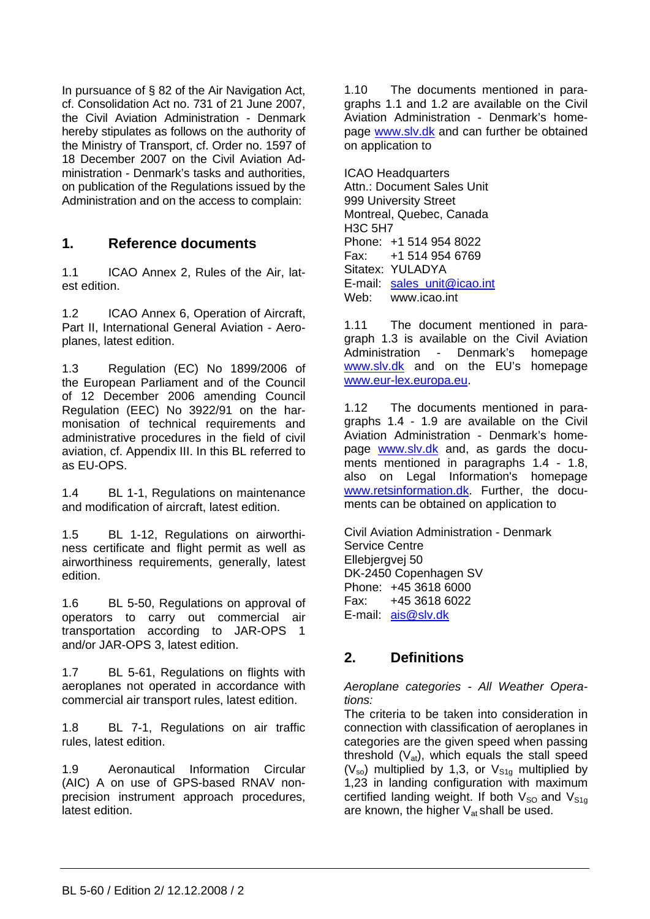In pursuance of § 82 of the Air Navigation Act, cf. Consolidation Act no. 731 of 21 June 2007, the Civil Aviation Administration - Denmark hereby stipulates as follows on the authority of the Ministry of Transport, cf. Order no. 1597 of 18 December 2007 on the Civil Aviation Administration - Denmark's tasks and authorities, on publication of the Regulations issued by the Administration and on the access to complain:

## 1. Reference documents

1.1 ICAO Annex 2, Rules of the Air, latest edition.

1.2 ICAO Annex 6, Operation of Aircraft, Part II, International General Aviation - Aeroplanes, latest edition.

1.3 Regulation (EC) No 1899/2006 of the European Parliament and of the Council of 12 December 2006 amending Council Regulation (EEC) No 3922/91 on the harmonisation of technical requirements and administrative procedures in the field of civil aviation, cf. Appendix III. In this BL referred to as EU-OPS.

1.4 BL 1-1, Regulations on maintenance and modification of aircraft, latest edition.

1.5 BL 1-12, Regulations on airworthiness certificate and flight permit as well as airworthiness requirements, generally, latest edition.

1.6 BL 5-50, Regulations on approval of operators to carry out commercial air transportation according to JAR-OPS 1 and/or JAR-OPS 3, latest edition.

1.7 BL 5-61, Regulations on flights with aeroplanes not operated in accordance with commercial air transport rules, latest edition.

1.8 BL 7-1, Regulations on air traffic rules, latest edition.

1.9 Aeronautical Information Circular (AIC) A on use of GPS-based RNAV non-precision instrument approach procedures, latest edition.

1.10 The documents mentioned in paragraphs 1.1 and 1.2 are available on the Civil Aviation Administration - Denmark's homepage www.slv.dk and can further be obtained on application to

ICAO Headquarters  
Attn.: Document Sales Unit  
999 University Street  
Montreal, Quebec, Canada  
H3C 5H7  
Phone: +1 514 954 8022  
Fax: +1 514 954 6769  
Sitatex: YULADYA  
E-mail: sales_unit@icao.int  
Web: www.icao.int

1.11 The document mentioned in paragraph 1.3 is available on the Civil Aviation Administration - Denmark's homepage www.slv.dk and on the EU's homepage www.eur-lex.europa.eu.

1.12 The documents mentioned in paragraphs 1.4 - 1.9 are available on the Civil Aviation Administration - Denmark's homepage www.slv.dk and, as gards the documents mentioned in paragraphs 1.4 - 1.8, also on Legal Information's homepage www.retsinformation.dk. Further, the documents can be obtained on application to

Civil Aviation Administration - Denmark  
Service Centre  
Ellebjergvej 50  
DK-2450 Copenhagen SV  
Phone: +45 3618 6000  
Fax: +45 3618 6022  
E-mail: ais@slv.dk

## 2. Definitions

*Aeroplane categories - All Weather Operations:*  
The criteria to be taken into consideration in connection with classification of aeroplanes in categories are the given speed when passing threshold ($V_{at}$), which equals the stall speed ($V_{so}$) multiplied by 1,3, or $V_{S1g}$ multiplied by 1,23 in landing configuration with maximum certified landing weight. If both $V_{SO}$ and $V_{S1g}$ are known, the higher $V_{at}$ shall be used.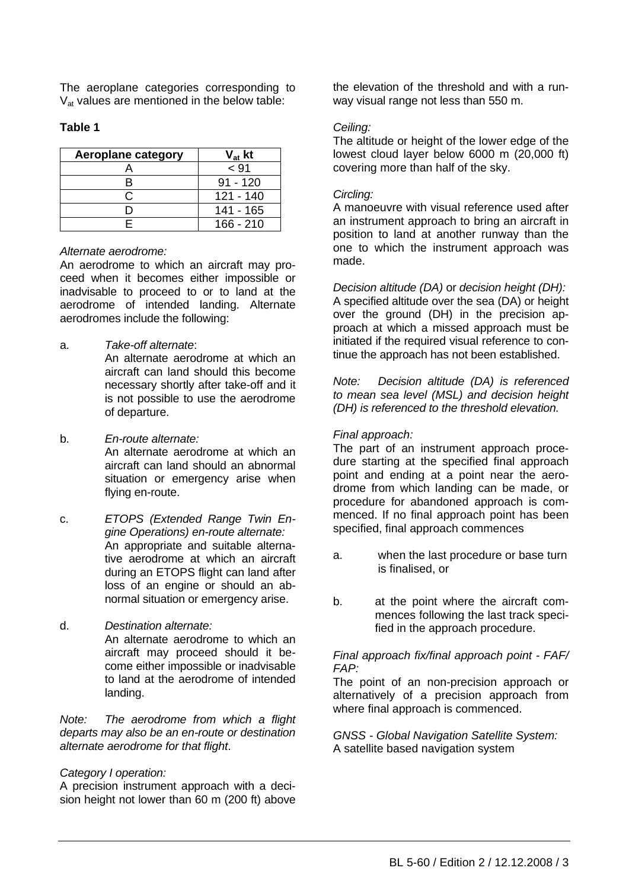The aeroplane categories corresponding to $V_{at}$ values are mentioned in the below table:

**Table 1**

| Aeroplane category | $V_{at}$ kt |
|---|---|
| A | < 91 |
| B | 91 - 120 |
| C | 121 - 140 |
| D | 141 - 165 |
| E | 166 - 210 |

*Alternate aerodrome:*
An aerodrome to which an aircraft may proceed when it becomes either impossible or inadvisable to proceed to or to land at the aerodrome of intended landing. Alternate aerodromes include the following:

a. *Take-off alternate*:
An alternate aerodrome at which an aircraft can land should this become necessary shortly after take-off and it is not possible to use the aerodrome of departure.

b. *En-route alternate:*
An alternate aerodrome at which an aircraft can land should an abnormal situation or emergency arise when flying en-route.

c. *ETOPS (Extended Range Twin Engine Operations) en-route alternate:*
An appropriate and suitable alternative aerodrome at which an aircraft during an ETOPS flight can land after loss of an engine or should an abnormal situation or emergency arise.

d. *Destination alternate:*
An alternate aerodrome to which an aircraft may proceed should it become either impossible or inadvisable to land at the aerodrome of intended landing.

*Note: The aerodrome from which a flight departs may also be an en-route or destination alternate aerodrome for that flight*.

*Category I operation:*
A precision instrument approach with a decision height not lower than 60 m (200 ft) above the elevation of the threshold and with a runway visual range not less than 550 m.

*Ceiling:*
The altitude or height of the lower edge of the lowest cloud layer below 6000 m (20,000 ft) covering more than half of the sky.

*Circling:*
A manoeuvre with visual reference used after an instrument approach to bring an aircraft in position to land at another runway than the one to which the instrument approach was made.

*Decision altitude (DA)* or *decision height (DH):*
A specified altitude over the sea (DA) or height over the ground (DH) in the precision approach at which a missed approach must be initiated if the required visual reference to continue the approach has not been established.

*Note: Decision altitude (DA) is referenced to mean sea level (MSL) and decision height (DH) is referenced to the threshold elevation.*

*Final approach:*
The part of an instrument approach procedure starting at the specified final approach point and ending at a point near the aerodrome from which landing can be made, or procedure for abandoned approach is commenced. If no final approach point has been specified, final approach commences

a. when the last procedure or base turn is finalised, or

b. at the point where the aircraft commences following the last track specified in the approach procedure.

*Final approach fix/final approach point - FAF/ FAP:*
The point of an non-precision approach or alternatively of a precision approach from where final approach is commenced.

*GNSS - Global Navigation Satellite System:*
A satellite based navigation system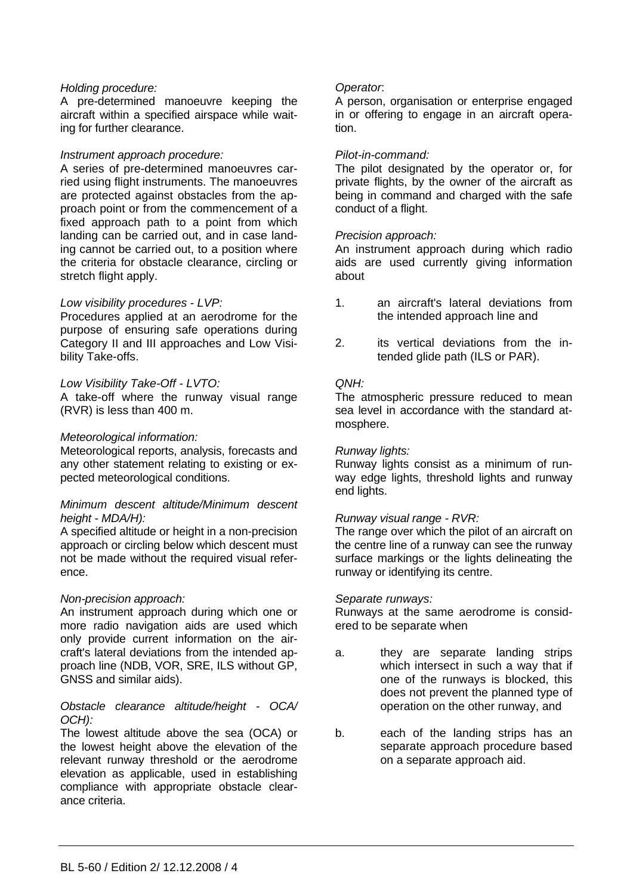*Holding procedure:*
A pre-determined manoeuvre keeping the aircraft within a specified airspace while waiting for further clearance.

*Instrument approach procedure:*
A series of pre-determined manoeuvres carried using flight instruments. The manoeuvres are protected against obstacles from the approach point or from the commencement of a fixed approach path to a point from which landing can be carried out, and in case landing cannot be carried out, to a position where the criteria for obstacle clearance, circling or stretch flight apply.

*Low visibility procedures - LVP:*
Procedures applied at an aerodrome for the purpose of ensuring safe operations during Category II and III approaches and Low Visibility Take-offs.

*Low Visibility Take-Off - LVTO:*
A take-off where the runway visual range (RVR) is less than 400 m.

*Meteorological information:*
Meteorological reports, analysis, forecasts and any other statement relating to existing or expected meteorological conditions.

*Minimum descent altitude/Minimum descent height - MDA/H):*
A specified altitude or height in a non-precision approach or circling below which descent must not be made without the required visual reference.

*Non-precision approach:*
An instrument approach during which one or more radio navigation aids are used which only provide current information on the aircraft's lateral deviations from the intended approach line (NDB, VOR, SRE, ILS without GP, GNSS and similar aids).

*Obstacle clearance altitude/height - OCA/OCH):*
The lowest altitude above the sea (OCA) or the lowest height above the elevation of the relevant runway threshold or the aerodrome elevation as applicable, used in establishing compliance with appropriate obstacle clearance criteria.

*Operator*:
A person, organisation or enterprise engaged in or offering to engage in an aircraft operation.

*Pilot-in-command:*
The pilot designated by the operator or, for private flights, by the owner of the aircraft as being in command and charged with the safe conduct of a flight.

*Precision approach:*
An instrument approach during which radio aids are used currently giving information about

1. an aircraft's lateral deviations from the intended approach line and
2. its vertical deviations from the intended glide path (ILS or PAR).

*QNH:*
The atmospheric pressure reduced to mean sea level in accordance with the standard atmosphere.

*Runway lights:*
Runway lights consist as a minimum of runway edge lights, threshold lights and runway end lights.

*Runway visual range - RVR:*
The range over which the pilot of an aircraft on the centre line of a runway can see the runway surface markings or the lights delineating the runway or identifying its centre.

*Separate runways:*
Runways at the same aerodrome is considered to be separate when

a. they are separate landing strips which intersect in such a way that if one of the runways is blocked, this does not prevent the planned type of operation on the other runway, and

b. each of the landing strips has an separate approach procedure based on a separate approach aid.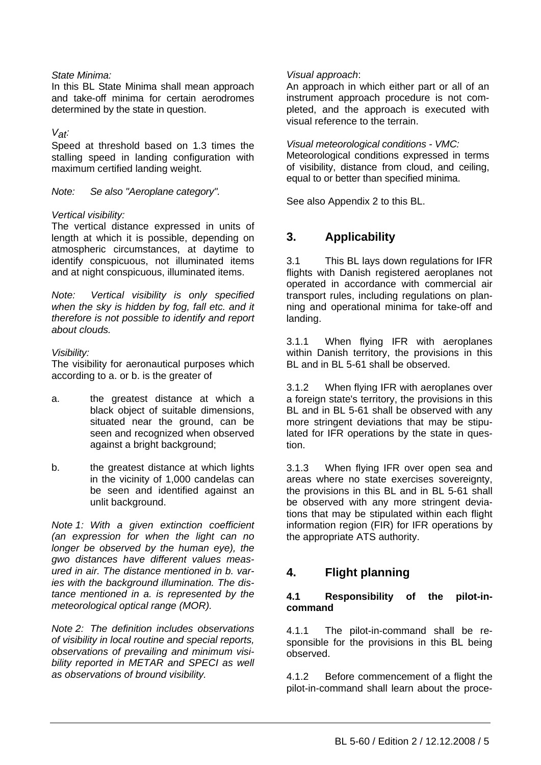*State Minima:*

In this BL State Minima shall mean approach and take-off minima for certain aerodromes determined by the state in question.

*$V_{at}$:*

Speed at threshold based on 1.3 times the stalling speed in landing configuration with maximum certified landing weight.

*Note: Se also "Aeroplane category".*

*Vertical visibility:*

The vertical distance expressed in units of length at which it is possible, depending on atmospheric circumstances, at daytime to identify conspicuous, not illuminated items and at night conspicuous, illuminated items.

*Note: Vertical visibility is only specified when the sky is hidden by fog, fall etc. and it therefore is not possible to identify and report about clouds.*

*Visibility:*

The visibility for aeronautical purposes which according to a. or b. is the greater of

a. the greatest distance at which a black object of suitable dimensions, situated near the ground, can be seen and recognized when observed against a bright background;

b. the greatest distance at which lights in the vicinity of 1,000 candelas can be seen and identified against an unlit background.

*Note 1: With a given extinction coefficient (an expression for when the light can no longer be observed by the human eye), the gwo distances have different values measured in air. The distance mentioned in b. varies with the background illumination. The distance mentioned in a. is represented by the meteorological optical range (MOR).*

*Note 2: The definition includes observations of visibility in local routine and special reports, observations of prevailing and minimum visibility reported in METAR and SPECI as well as observations of bround visibility.*

*Visual approach*:

An approach in which either part or all of an instrument approach procedure is not completed, and the approach is executed with visual reference to the terrain.

*Visual meteorological conditions - VMC:*

Meteorological conditions expressed in terms of visibility, distance from cloud, and ceiling, equal to or better than specified minima.

See also Appendix 2 to this BL.

## 3. Applicability

3.1 This BL lays down regulations for IFR flights with Danish registered aeroplanes not operated in accordance with commercial air transport rules, including regulations on planning and operational minima for take-off and landing.

3.1.1 When flying IFR with aeroplanes within Danish territory, the provisions in this BL and in BL 5-61 shall be observed.

3.1.2 When flying IFR with aeroplanes over a foreign state's territory, the provisions in this BL and in BL 5-61 shall be observed with any more stringent deviations that may be stipulated for IFR operations by the state in question.

3.1.3 When flying IFR over open sea and areas where no state exercises sovereignty, the provisions in this BL and in BL 5-61 shall be observed with any more stringent deviations that may be stipulated within each flight information region (FIR) for IFR operations by the appropriate ATS authority.

## 4. Flight planning

### 4.1 Responsibility of the pilot-in-command

4.1.1 The pilot-in-command shall be responsible for the provisions in this BL being observed.

4.1.2 Before commencement of a flight the pilot-in-command shall learn about the proce-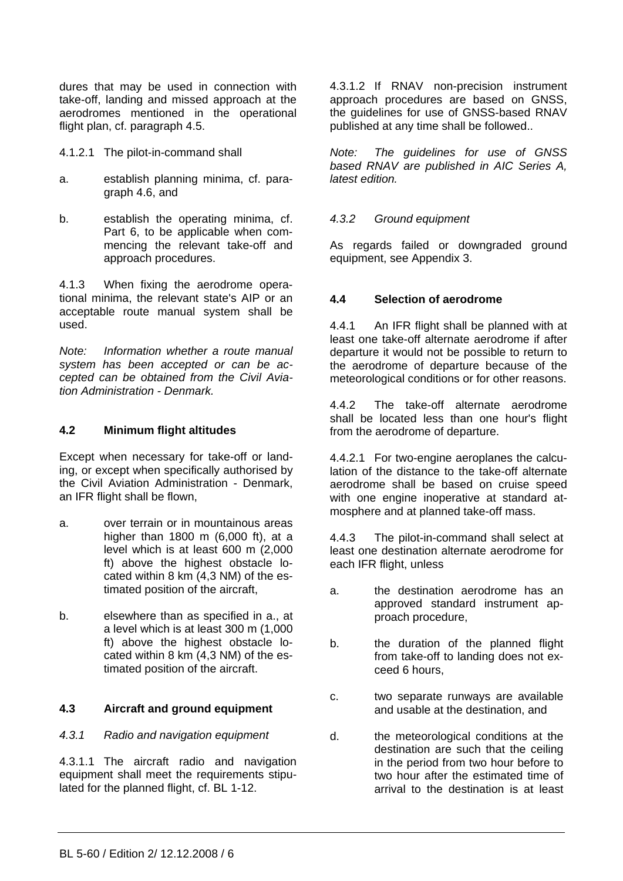dures that may be used in connection with take-off, landing and missed approach at the aerodromes mentioned in the operational flight plan, cf. paragraph 4.5.

4.1.2.1 The pilot-in-command shall

a. establish planning minima, cf. paragraph 4.6, and

b. establish the operating minima, cf. Part 6, to be applicable when commencing the relevant take-off and approach procedures.

4.1.3 When fixing the aerodrome operational minima, the relevant state's AIP or an acceptable route manual system shall be used.

*Note: Information whether a route manual system has been accepted or can be accepted can be obtained from the Civil Aviation Administration - Denmark.*

### 4.2 Minimum flight altitudes

Except when necessary for take-off or landing, or except when specifically authorised by the Civil Aviation Administration - Denmark, an IFR flight shall be flown,

a. over terrain or in mountainous areas higher than 1800 m (6,000 ft), at a level which is at least 600 m (2,000 ft) above the highest obstacle located within 8 km (4,3 NM) of the estimated position of the aircraft,

b. elsewhere than as specified in a., at a level which is at least 300 m (1,000 ft) above the highest obstacle located within 8 km (4,3 NM) of the estimated position of the aircraft.

### 4.3 Aircraft and ground equipment

*4.3.1 Radio and navigation equipment*

4.3.1.1 The aircraft radio and navigation equipment shall meet the requirements stipulated for the planned flight, cf. BL 1-12.

4.3.1.2 If RNAV non-precision instrument approach procedures are based on GNSS, the guidelines for use of GNSS-based RNAV published at any time shall be followed..

*Note: The guidelines for use of GNSS based RNAV are published in AIC Series A, latest edition.*

*4.3.2 Ground equipment*

As regards failed or downgraded ground equipment, see Appendix 3.

### 4.4 Selection of aerodrome

4.4.1 An IFR flight shall be planned with at least one take-off alternate aerodrome if after departure it would not be possible to return to the aerodrome of departure because of the meteorological conditions or for other reasons.

4.4.2 The take-off alternate aerodrome shall be located less than one hour's flight from the aerodrome of departure.

4.4.2.1 For two-engine aeroplanes the calculation of the distance to the take-off alternate aerodrome shall be based on cruise speed with one engine inoperative at standard atmosphere and at planned take-off mass.

4.4.3 The pilot-in-command shall select at least one destination alternate aerodrome for each IFR flight, unless

a. the destination aerodrome has an approved standard instrument approach procedure,

b. the duration of the planned flight from take-off to landing does not exceed 6 hours,

c. two separate runways are available and usable at the destination, and

d. the meteorological conditions at the destination are such that the ceiling in the period from two hour before to two hour after the estimated time of arrival to the destination is at least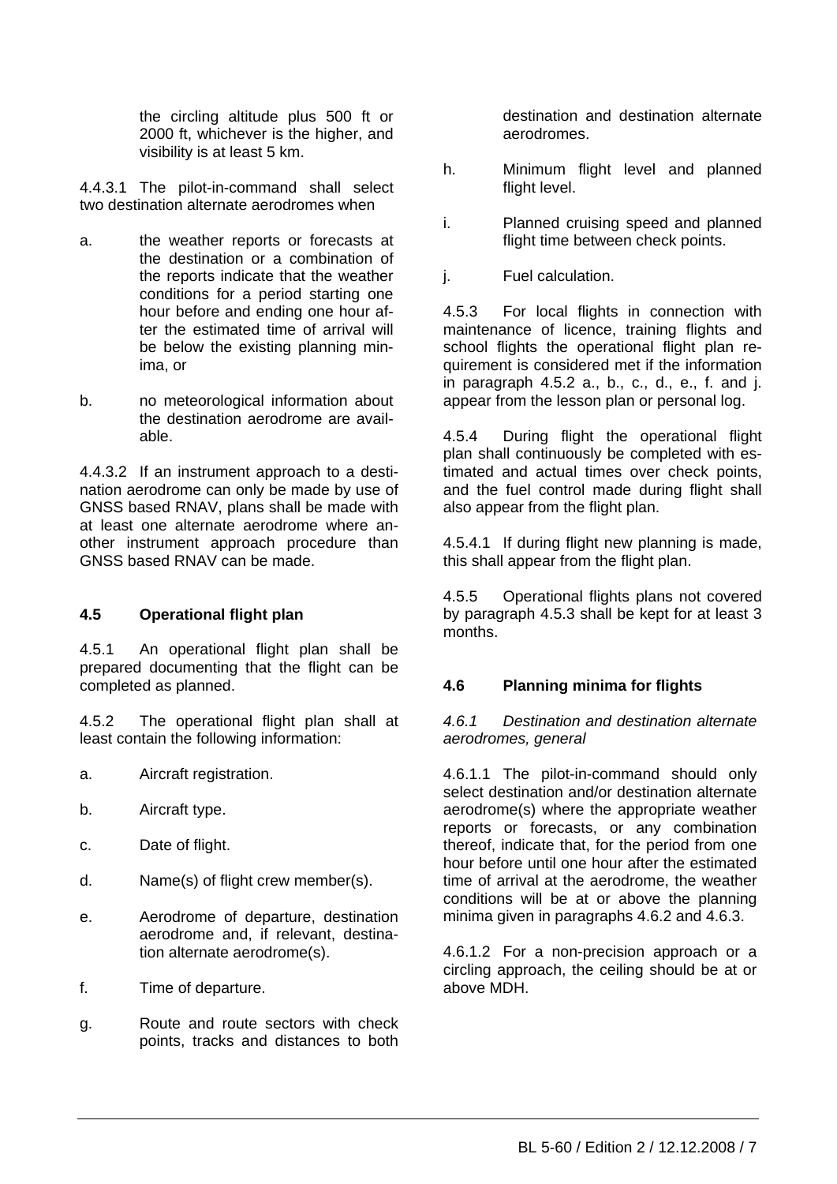the circling altitude plus 500 ft or 2000 ft, whichever is the higher, and visibility is at least 5 km.

4.4.3.1 The pilot-in-command shall select two destination alternate aerodromes when

a. the weather reports or forecasts at the destination or a combination of the reports indicate that the weather conditions for a period starting one hour before and ending one hour after the estimated time of arrival will be below the existing planning minima, or

b. no meteorological information about the destination aerodrome are available.

4.4.3.2 If an instrument approach to a destination aerodrome can only be made by use of GNSS based RNAV, plans shall be made with at least one alternate aerodrome where another instrument approach procedure than GNSS based RNAV can be made.

### 4.5 Operational flight plan

4.5.1 An operational flight plan shall be prepared documenting that the flight can be completed as planned.

4.5.2 The operational flight plan shall at least contain the following information:

a. Aircraft registration.

b. Aircraft type.

c. Date of flight.

d. Name(s) of flight crew member(s).

e. Aerodrome of departure, destination aerodrome and, if relevant, destination alternate aerodrome(s).

f. Time of departure.

g. Route and route sectors with check points, tracks and distances to both destination and destination alternate aerodromes.

h. Minimum flight level and planned flight level.

i. Planned cruising speed and planned flight time between check points.

j. Fuel calculation.

4.5.3 For local flights in connection with maintenance of licence, training flights and school flights the operational flight plan requirement is considered met if the information in paragraph 4.5.2 a., b., c., d., e., f. and j. appear from the lesson plan or personal log.

4.5.4 During flight the operational flight plan shall continuously be completed with estimated and actual times over check points, and the fuel control made during flight shall also appear from the flight plan.

4.5.4.1 If during flight new planning is made, this shall appear from the flight plan.

4.5.5 Operational flights plans not covered by paragraph 4.5.3 shall be kept for at least 3 months.

### 4.6 Planning minima for flights

*4.6.1 Destination and destination alternate aerodromes, general*

4.6.1.1 The pilot-in-command should only select destination and/or destination alternate aerodrome(s) where the appropriate weather reports or forecasts, or any combination thereof, indicate that, for the period from one hour before until one hour after the estimated time of arrival at the aerodrome, the weather conditions will be at or above the planning minima given in paragraphs 4.6.2 and 4.6.3.

4.6.1.2 For a non-precision approach or a circling approach, the ceiling should be at or above MDH.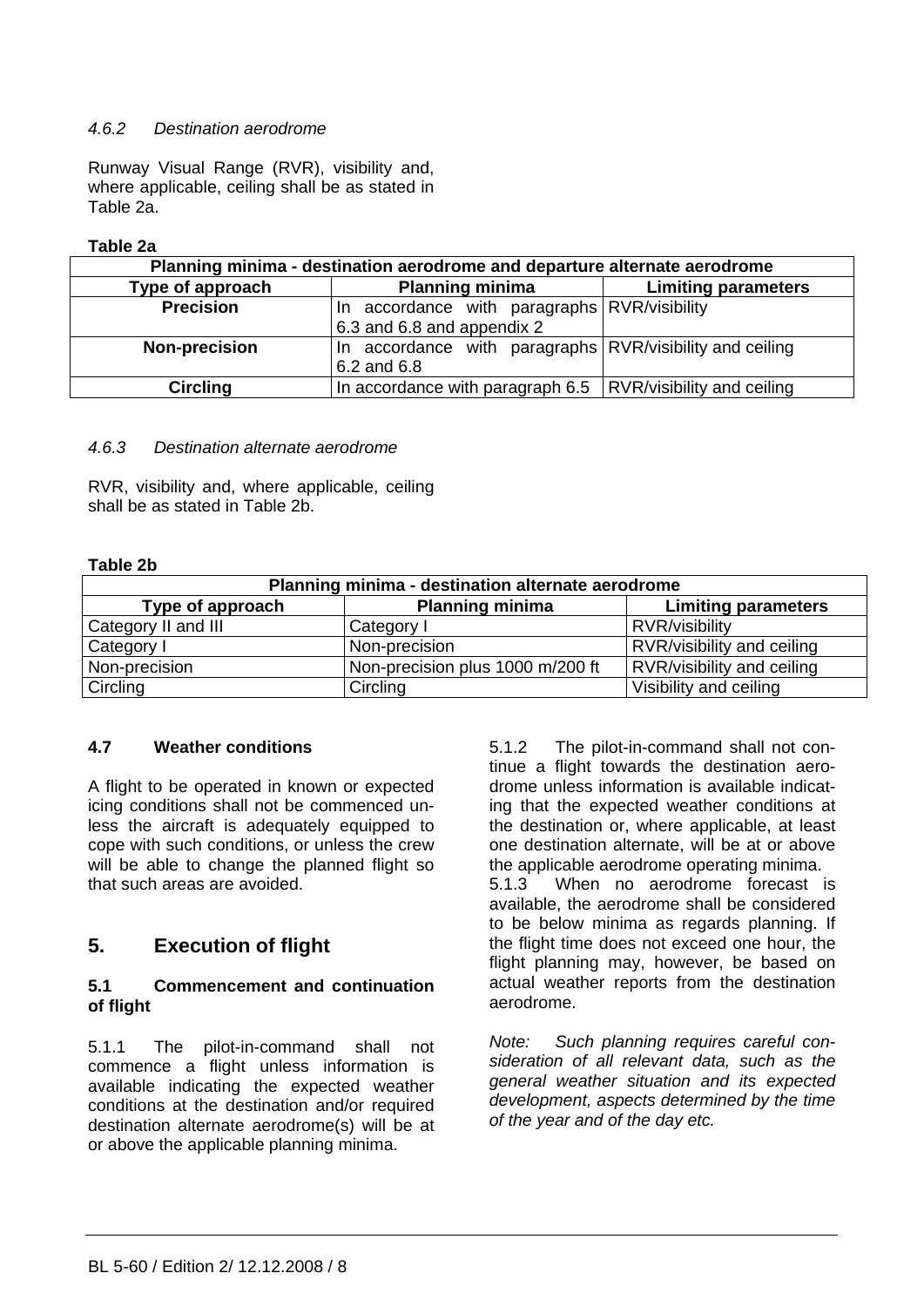#### *4.6.2 Destination aerodrome*

Runway Visual Range (RVR), visibility and, where applicable, ceiling shall be as stated in Table 2a.

**Table 2a**

| Planning minima - destination aerodrome and departure alternate aerodrome | | |
|---|---|---|
| **Type of approach** | **Planning minima** | **Limiting parameters** |
| **Precision** | In accordance with paragraphs 6.3 and 6.8 and appendix 2 | RVR/visibility |
| **Non-precision** | In accordance with paragraphs 6.2 and 6.8 | RVR/visibility and ceiling |
| **Circling** | In accordance with paragraph 6.5 | RVR/visibility and ceiling |

#### *4.6.3 Destination alternate aerodrome*

RVR, visibility and, where applicable, ceiling shall be as stated in Table 2b.

**Table 2b**

| Planning minima - destination alternate aerodrome | | |
|---|---|---|
| **Type of approach** | **Planning minima** | **Limiting parameters** |
| Category II and III | Category I | RVR/visibility |
| Category I | Non-precision | RVR/visibility and ceiling |
| Non-precision | Non-precision plus 1000 m/200 ft | RVR/visibility and ceiling |
| Circling | Circling | Visibility and ceiling |

### 4.7 Weather conditions

A flight to be operated in known or expected icing conditions shall not be commenced unless the aircraft is adequately equipped to cope with such conditions, or unless the crew will be able to change the planned flight so that such areas are avoided.

## 5. Execution of flight

### 5.1 Commencement and continuation of flight

5.1.1 The pilot-in-command shall not commence a flight unless information is available indicating the expected weather conditions at the destination and/or required destination alternate aerodrome(s) will be at or above the applicable planning minima.

5.1.2 The pilot-in-command shall not continue a flight towards the destination aerodrome unless information is available indicating that the expected weather conditions at the destination or, where applicable, at least one destination alternate, will be at or above the applicable aerodrome operating minima.

5.1.3 When no aerodrome forecast is available, the aerodrome shall be considered to be below minima as regards planning. If the flight time does not exceed one hour, the flight planning may, however, be based on actual weather reports from the destination aerodrome.

*Note: Such planning requires careful consideration of all relevant data, such as the general weather situation and its expected development, aspects determined by the time of the year and of the day etc.*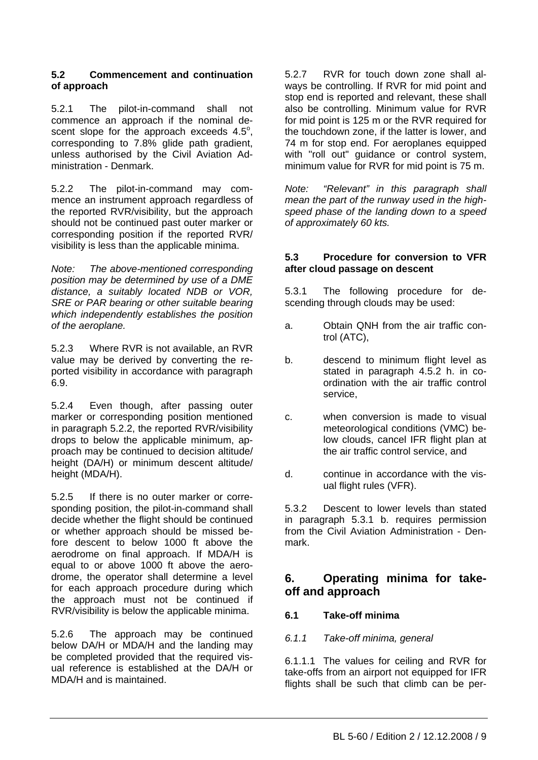### 5.2 Commencement and continuation of approach

5.2.1 The pilot-in-command shall not commence an approach if the nominal descent slope for the approach exceeds 4.5°, corresponding to 7.8% glide path gradient, unless authorised by the Civil Aviation Administration - Denmark.

5.2.2 The pilot-in-command may commence an instrument approach regardless of the reported RVR/visibility, but the approach should not be continued past outer marker or corresponding position if the reported RVR/ visibility is less than the applicable minima.

*Note: The above-mentioned corresponding position may be determined by use of a DME distance, a suitably located NDB or VOR, SRE or PAR bearing or other suitable bearing which independently establishes the position of the aeroplane.*

5.2.3 Where RVR is not available, an RVR value may be derived by converting the reported visibility in accordance with paragraph 6.9.

5.2.4 Even though, after passing outer marker or corresponding position mentioned in paragraph 5.2.2, the reported RVR/visibility drops to below the applicable minimum, approach may be continued to decision altitude/ height (DA/H) or minimum descent altitude/ height (MDA/H).

5.2.5 If there is no outer marker or corresponding position, the pilot-in-command shall decide whether the flight should be continued or whether approach should be missed before descent to below 1000 ft above the aerodrome on final approach. If MDA/H is equal to or above 1000 ft above the aerodrome, the operator shall determine a level for each approach procedure during which the approach must not be continued if RVR/visibility is below the applicable minima.

5.2.6 The approach may be continued below DA/H or MDA/H and the landing may be completed provided that the required visual reference is established at the DA/H or MDA/H and is maintained.

5.2.7 RVR for touch down zone shall always be controlling. If RVR for mid point and stop end is reported and relevant, these shall also be controlling. Minimum value for RVR for mid point is 125 m or the RVR required for the touchdown zone, if the latter is lower, and 74 m for stop end. For aeroplanes equipped with "roll out" guidance or control system, minimum value for RVR for mid point is 75 m.

*Note: "Relevant" in this paragraph shall mean the part of the runway used in the high-speed phase of the landing down to a speed of approximately 60 kts.*

### 5.3 Procedure for conversion to VFR after cloud passage on descent

5.3.1 The following procedure for descending through clouds may be used:

a. Obtain QNH from the air traffic control (ATC),

b. descend to minimum flight level as stated in paragraph 4.5.2 h. in coordination with the air traffic control service,

c. when conversion is made to visual meteorological conditions (VMC) below clouds, cancel IFR flight plan at the air traffic control service, and

d. continue in accordance with the visual flight rules (VFR).

5.3.2 Descent to lower levels than stated in paragraph 5.3.1 b. requires permission from the Civil Aviation Administration - Denmark.

## 6. Operating minima for take-off and approach

### 6.1 Take-off minima

*6.1.1 Take-off minima, general*

6.1.1.1 The values for ceiling and RVR for take-offs from an airport not equipped for IFR flights shall be such that climb can be per-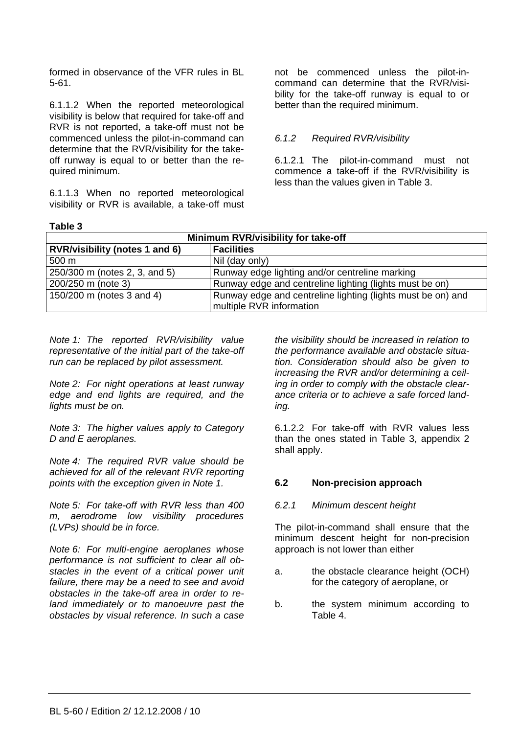formed in observance of the VFR rules in BL 5-61.

6.1.1.2 When the reported meteorological visibility is below that required for take-off and RVR is not reported, a take-off must not be commenced unless the pilot-in-command can determine that the RVR/visibility for the take-off runway is equal to or better than the required minimum.

6.1.1.3 When no reported meteorological visibility or RVR is available, a take-off must not be commenced unless the pilot-in-command can determine that the RVR/visibility for the take-off runway is equal to or better than the required minimum.

### *6.1.2 Required RVR/visibility*

6.1.2.1 The pilot-in-command must not commence a take-off if the RVR/visibility is less than the values given in Table 3.

**Table 3**

| **Minimum RVR/visibility for take-off** | |
|---|---|
| **RVR/visibility (notes 1 and 6)** | **Facilities** |
| 500 m | Nil (day only) |
| 250/300 m (notes 2, 3, and 5) | Runway edge lighting and/or centreline marking |
| 200/250 m (note 3) | Runway edge and centreline lighting (lights must be on) |
| 150/200 m (notes 3 and 4) | Runway edge and centreline lighting (lights must be on) and multiple RVR information |

*Note 1: The reported RVR/visibility value representative of the initial part of the take-off run can be replaced by pilot assessment.*

*Note 2: For night operations at least runway edge and end lights are required, and the lights must be on.*

*Note 3: The higher values apply to Category D and E aeroplanes.*

*Note 4: The required RVR value should be achieved for all of the relevant RVR reporting points with the exception given in Note 1.*

*Note 5: For take-off with RVR less than 400 m, aerodrome low visibility procedures (LVPs) should be in force.*

*Note 6: For multi-engine aeroplanes whose performance is not sufficient to clear all obstacles in the event of a critical power unit failure, there may be a need to see and avoid obstacles in the take-off area in order to re-land immediately or to manoeuvre past the obstacles by visual reference. In such a case the visibility should be increased in relation to the performance available and obstacle situation. Consideration should also be given to increasing the RVR and/or determining a ceiling in order to comply with the obstacle clearance criteria or to achieve a safe forced landing.*

6.1.2.2 For take-off with RVR values less than the ones stated in Table 3, appendix 2 shall apply.

## **6.2 Non-precision approach**

### *6.2.1 Minimum descent height*

The pilot-in-command shall ensure that the minimum descent height for non-precision approach is not lower than either

a. the obstacle clearance height (OCH) for the category of aeroplane, or

b. the system minimum according to Table 4.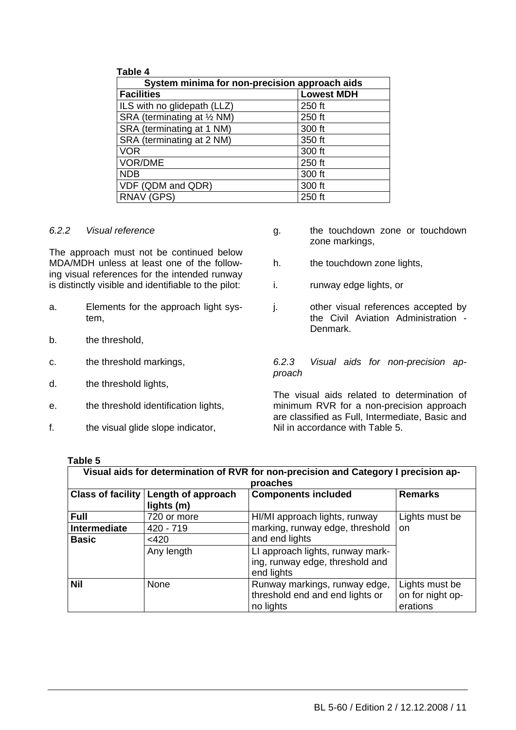**Table 4**

| System minima for non-precision approach aids | |
|---|---|
| **Facilities** | **Lowest MDH** |
| ILS with no glidepath (LLZ) | 250 ft |
| SRA (terminating at ½ NM) | 250 ft |
| SRA (terminating at 1 NM) | 300 ft |
| SRA (terminating at 2 NM) | 350 ft |
| VOR | 300 ft |
| VOR/DME | 250 ft |
| NDB | 300 ft |
| VDF (QDM and QDR) | 300 ft |
| RNAV (GPS) | 250 ft |

*6.2.2 Visual reference*

The approach must not be continued below MDA/MDH unless at least one of the following visual references for the intended runway is distinctly visible and identifiable to the pilot:

a. Elements for the approach light system,

b. the threshold,

c. the threshold markings,

d. the threshold lights,

e. the threshold identification lights,

f. the visual glide slope indicator,

g. the touchdown zone or touchdown zone markings,

h. the touchdown zone lights,

i. runway edge lights, or

j. other visual references accepted by the Civil Aviation Administration - Denmark.

*6.2.3 Visual aids for non-precision approach*

The visual aids related to determination of minimum RVR for a non-precision approach are classified as Full, Intermediate, Basic and Nil in accordance with Table 5.

**Table 5**

| Visual aids for determination of RVR for non-precision and Category I precision approaches | | | |
|---|---|---|---|
| **Class of facility** | **Length of approach lights (m)** | **Components included** | **Remarks** |
| **Full** | 720 or more | HI/MI approach lights, runway marking, runway edge, threshold and end lights | Lights must be on |
| **Intermediate** | 420 - 719 | HI/MI approach lights, runway marking, runway edge, threshold and end lights | Lights must be on |
| **Basic** | <420 | HI/MI approach lights, runway marking, runway edge, threshold and end lights | Lights must be on |
| | Any length | LI approach lights, runway marking, runway edge, threshold and end lights | Lights must be on |
| **Nil** | None | Runway markings, runway edge, threshold end and end lights or no lights | Lights must be on for night operations |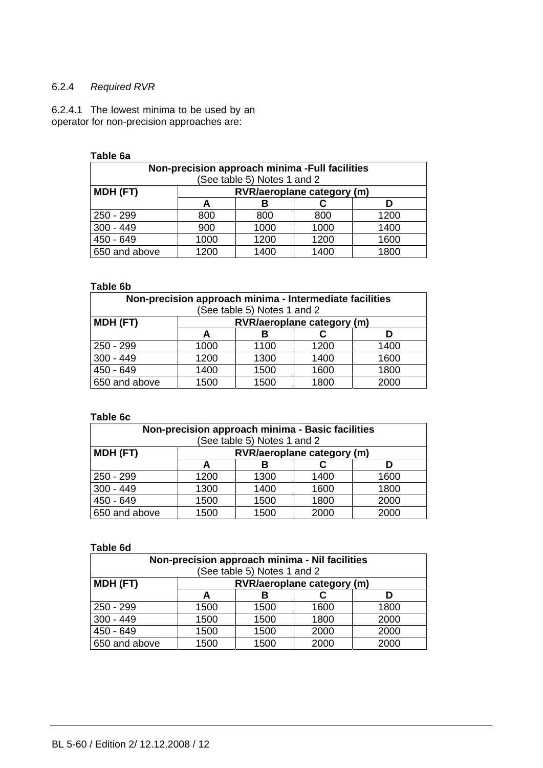#### 6.2.4 *Required RVR*

6.2.4.1 The lowest minima to be used by an operator for non-precision approaches are:

**Table 6a**

| **Non-precision approach minima -Full facilities**<br>(See table 5) Notes 1 and 2 | | | | |
|---|---|---|---|---|
| **MDH (FT)** | **RVR/aeroplane category (m)** | | | |
| | **A** | **B** | **C** | **D** |
| 250 - 299 | 800 | 800 | 800 | 1200 |
| 300 - 449 | 900 | 1000 | 1000 | 1400 |
| 450 - 649 | 1000 | 1200 | 1200 | 1600 |
| 650 and above | 1200 | 1400 | 1400 | 1800 |

**Table 6b**

| **Non-precision approach minima - Intermediate facilities**<br>(See table 5) Notes 1 and 2 | | | | |
|---|---|---|---|---|
| **MDH (FT)** | **RVR/aeroplane category (m)** | | | |
| | **A** | **B** | **C** | **D** |
| 250 - 299 | 1000 | 1100 | 1200 | 1400 |
| 300 - 449 | 1200 | 1300 | 1400 | 1600 |
| 450 - 649 | 1400 | 1500 | 1600 | 1800 |
| 650 and above | 1500 | 1500 | 1800 | 2000 |

**Table 6c**

| **Non-precision approach minima - Basic facilities**<br>(See table 5) Notes 1 and 2 | | | | |
|---|---|---|---|---|
| **MDH (FT)** | **RVR/aeroplane category (m)** | | | |
| | **A** | **B** | **C** | **D** |
| 250 - 299 | 1200 | 1300 | 1400 | 1600 |
| 300 - 449 | 1300 | 1400 | 1600 | 1800 |
| 450 - 649 | 1500 | 1500 | 1800 | 2000 |
| 650 and above | 1500 | 1500 | 2000 | 2000 |

**Table 6d**

| **Non-precision approach minima - Nil facilities**<br>(See table 5) Notes 1 and 2 | | | | |
|---|---|---|---|---|
| **MDH (FT)** | **RVR/aeroplane category (m)** | | | |
| | **A** | **B** | **C** | **D** |
| 250 - 299 | 1500 | 1500 | 1600 | 1800 |
| 300 - 449 | 1500 | 1500 | 1800 | 2000 |
| 450 - 649 | 1500 | 1500 | 2000 | 2000 |
| 650 and above | 1500 | 1500 | 2000 | 2000 |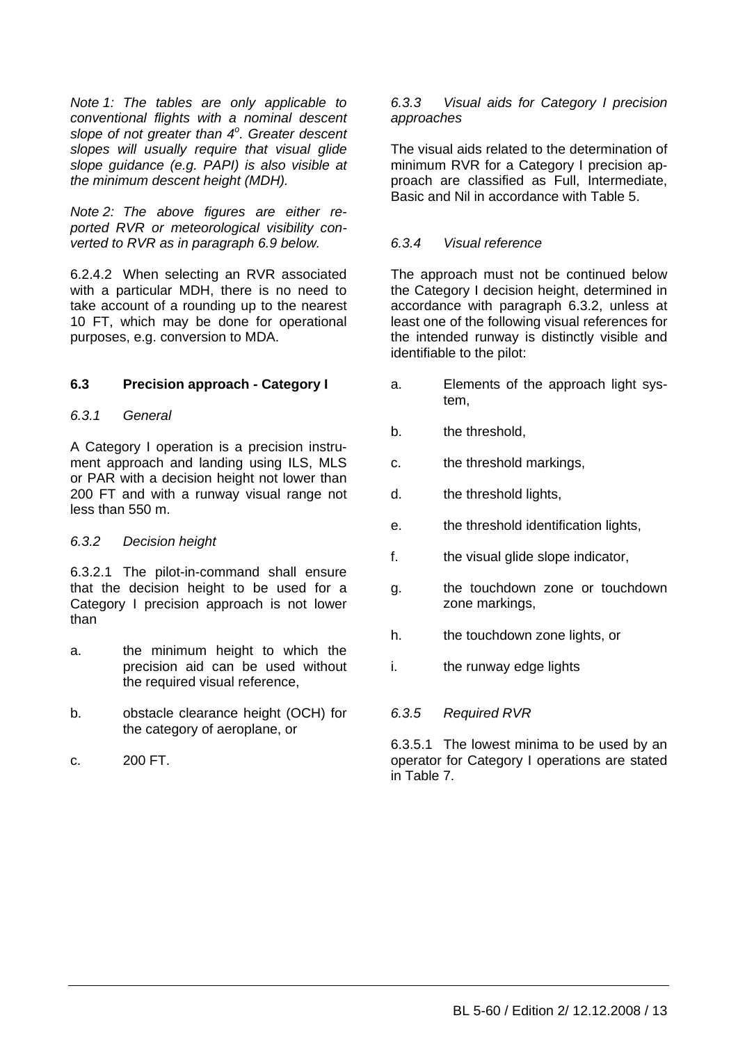*Note 1: The tables are only applicable to conventional flights with a nominal descent slope of not greater than 4°. Greater descent slopes will usually require that visual glide slope guidance (e.g. PAPI) is also visible at the minimum descent height (MDH).*

*Note 2: The above figures are either reported RVR or meteorological visibility converted to RVR as in paragraph 6.9 below.*

6.2.4.2 When selecting an RVR associated with a particular MDH, there is no need to take account of a rounding up to the nearest 10 FT, which may be done for operational purposes, e.g. conversion to MDA.

## 6.3 Precision approach - Category I

### *6.3.1 General*

A Category I operation is a precision instrument approach and landing using ILS, MLS or PAR with a decision height not lower than 200 FT and with a runway visual range not less than 550 m.

### *6.3.2 Decision height*

6.3.2.1 The pilot-in-command shall ensure that the decision height to be used for a Category I precision approach is not lower than

a. the minimum height to which the precision aid can be used without the required visual reference,

b. obstacle clearance height (OCH) for the category of aeroplane, or

c. 200 FT.

### *6.3.3 Visual aids for Category I precision approaches*

The visual aids related to the determination of minimum RVR for a Category I precision approach are classified as Full, Intermediate, Basic and Nil in accordance with Table 5.

### *6.3.4 Visual reference*

The approach must not be continued below the Category I decision height, determined in accordance with paragraph 6.3.2, unless at least one of the following visual references for the intended runway is distinctly visible and identifiable to the pilot:

a. Elements of the approach light system,

b. the threshold,

c. the threshold markings,

d. the threshold lights,

e. the threshold identification lights,

f. the visual glide slope indicator,

g. the touchdown zone or touchdown zone markings,

h. the touchdown zone lights, or

i. the runway edge lights

### *6.3.5 Required RVR*

6.3.5.1 The lowest minima to be used by an operator for Category I operations are stated in Table 7.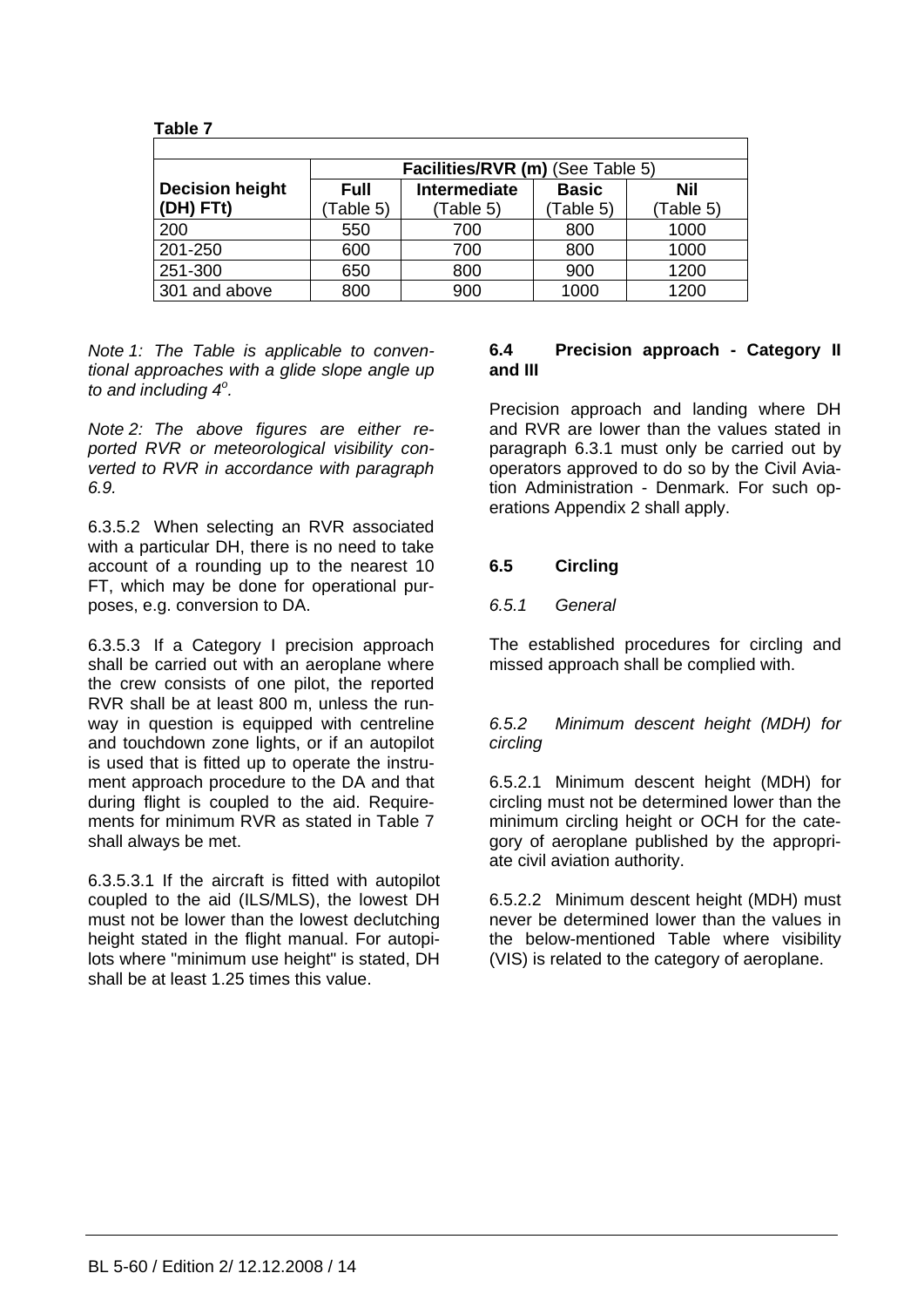**Table 7**

| Decision height (DH) FTt) | Facilities/RVR (m) (See Table 5) | | | |
|---|---|---|---|---|
| | Full (Table 5) | Intermediate (Table 5) | Basic (Table 5) | Nil (Table 5) |
| 200 | 550 | 700 | 800 | 1000 |
| 201-250 | 600 | 700 | 800 | 1000 |
| 251-300 | 650 | 800 | 900 | 1200 |
| 301 and above | 800 | 900 | 1000 | 1200 |

*Note 1: The Table is applicable to conventional approaches with a glide slope angle up to and including 4°.*

*Note 2: The above figures are either reported RVR or meteorological visibility converted to RVR in accordance with paragraph 6.9.*

6.3.5.2 When selecting an RVR associated with a particular DH, there is no need to take account of a rounding up to the nearest 10 FT, which may be done for operational purposes, e.g. conversion to DA.

6.3.5.3 If a Category I precision approach shall be carried out with an aeroplane where the crew consists of one pilot, the reported RVR shall be at least 800 m, unless the runway in question is equipped with centreline and touchdown zone lights, or if an autopilot is used that is fitted up to operate the instrument approach procedure to the DA and that during flight is coupled to the aid. Requirements for minimum RVR as stated in Table 7 shall always be met.

6.3.5.3.1 If the aircraft is fitted with autopilot coupled to the aid (ILS/MLS), the lowest DH must not be lower than the lowest declutching height stated in the flight manual. For autopilots where "minimum use height" is stated, DH shall be at least 1.25 times this value.

### 6.4 Precision approach - Category II and III

Precision approach and landing where DH and RVR are lower than the values stated in paragraph 6.3.1 must only be carried out by operators approved to do so by the Civil Aviation Administration - Denmark. For such operations Appendix 2 shall apply.

### 6.5 Circling

*6.5.1 General*

The established procedures for circling and missed approach shall be complied with.

*6.5.2 Minimum descent height (MDH) for circling*

6.5.2.1 Minimum descent height (MDH) for circling must not be determined lower than the minimum circling height or OCH for the category of aeroplane published by the appropriate civil aviation authority.

6.5.2.2 Minimum descent height (MDH) must never be determined lower than the values in the below-mentioned Table where visibility (VIS) is related to the category of aeroplane.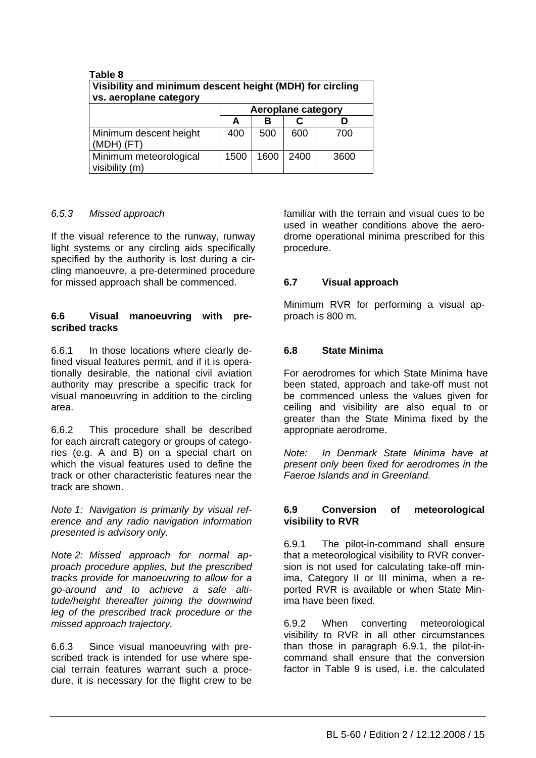**Table 8**

| Visibility and minimum descent height (MDH) for circling vs. aeroplane category | | | | |
|---|---|---|---|---|
| | Aeroplane category | | | |
| | A | B | C | D |
| Minimum descent height (MDH) (FT) | 400 | 500 | 600 | 700 |
| Minimum meteorological visibility (m) | 1500 | 1600 | 2400 | 3600 |

### *6.5.3 Missed approach*

If the visual reference to the runway, runway light systems or any circling aids specifically specified by the authority is lost during a circling manoeuvre, a pre-determined procedure for missed approach shall be commenced.

## 6.6 Visual manoeuvring with prescribed tracks

6.6.1 In those locations where clearly defined visual features permit, and if it is operationally desirable, the national civil aviation authority may prescribe a specific track for visual manoeuvring in addition to the circling area.

6.6.2 This procedure shall be described for each aircraft category or groups of categories (e.g. A and B) on a special chart on which the visual features used to define the track or other characteristic features near the track are shown.

*Note 1: Navigation is primarily by visual reference and any radio navigation information presented is advisory only.*

*Note 2: Missed approach for normal approach procedure applies, but the prescribed tracks provide for manoeuvring to allow for a go-around and to achieve a safe altitude/height thereafter joining the downwind leg of the prescribed track procedure or the missed approach trajectory.*

6.6.3 Since visual manoeuvring with prescribed track is intended for use where special terrain features warrant such a procedure, it is necessary for the flight crew to be familiar with the terrain and visual cues to be used in weather conditions above the aerodrome operational minima prescribed for this procedure.

## 6.7 Visual approach

Minimum RVR for performing a visual approach is 800 m.

## 6.8 State Minima

For aerodromes for which State Minima have been stated, approach and take-off must not be commenced unless the values given for ceiling and visibility are also equal to or greater than the State Minima fixed by the appropriate aerodrome.

*Note: In Denmark State Minima have at present only been fixed for aerodromes in the Faeroe Islands and in Greenland.*

## 6.9 Conversion of meteorological visibility to RVR

6.9.1 The pilot-in-command shall ensure that a meteorological visibility to RVR conversion is not used for calculating take-off minima, Category II or III minima, when a reported RVR is available or when State Minima have been fixed.

6.9.2 When converting meteorological visibility to RVR in all other circumstances than those in paragraph 6.9.1, the pilot-in-command shall ensure that the conversion factor in Table 9 is used, i.e. the calculated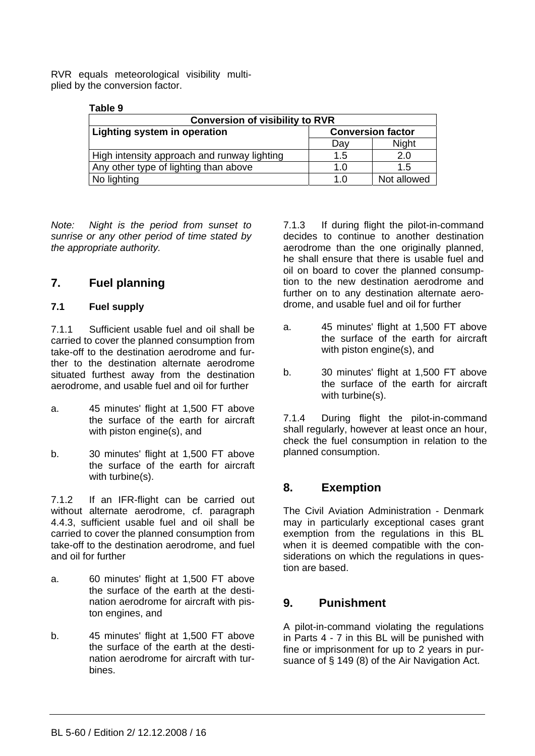RVR equals meteorological visibility multiplied by the conversion factor.

**Table 9**

| Conversion of visibility to RVR | | |
|---|---|---|
| **Lighting system in operation** | **Conversion factor** | |
| | Day | Night |
| High intensity approach and runway lighting | 1.5 | 2.0 |
| Any other type of lighting than above | 1.0 | 1.5 |
| No lighting | 1.0 | Not allowed |

*Note: Night is the period from sunset to sunrise or any other period of time stated by the appropriate authority.*

## 7. Fuel planning

### 7.1 Fuel supply

7.1.1 Sufficient usable fuel and oil shall be carried to cover the planned consumption from take-off to the destination aerodrome and further to the destination alternate aerodrome situated furthest away from the destination aerodrome, and usable fuel and oil for further

a. 45 minutes' flight at 1,500 FT above the surface of the earth for aircraft with piston engine(s), and

b. 30 minutes' flight at 1,500 FT above the surface of the earth for aircraft with turbine(s).

7.1.2 If an IFR-flight can be carried out without alternate aerodrome, cf. paragraph 4.4.3, sufficient usable fuel and oil shall be carried to cover the planned consumption from take-off to the destination aerodrome, and fuel and oil for further

a. 60 minutes' flight at 1,500 FT above the surface of the earth at the destination aerodrome for aircraft with piston engines, and

b. 45 minutes' flight at 1,500 FT above the surface of the earth at the destination aerodrome for aircraft with turbines.

7.1.3 If during flight the pilot-in-command decides to continue to another destination aerodrome than the one originally planned, he shall ensure that there is usable fuel and oil on board to cover the planned consumption to the new destination aerodrome and further on to any destination alternate aerodrome, and usable fuel and oil for further

a. 45 minutes' flight at 1,500 FT above the surface of the earth for aircraft with piston engine(s), and

b. 30 minutes' flight at 1,500 FT above the surface of the earth for aircraft with turbine(s).

7.1.4 During flight the pilot-in-command shall regularly, however at least once an hour, check the fuel consumption in relation to the planned consumption.

## 8. Exemption

The Civil Aviation Administration - Denmark may in particularly exceptional cases grant exemption from the regulations in this BL when it is deemed compatible with the considerations on which the regulations in question are based.

## 9. Punishment

A pilot-in-command violating the regulations in Parts 4 - 7 in this BL will be punished with fine or imprisonment for up to 2 years in pursuance of § 149 (8) of the Air Navigation Act.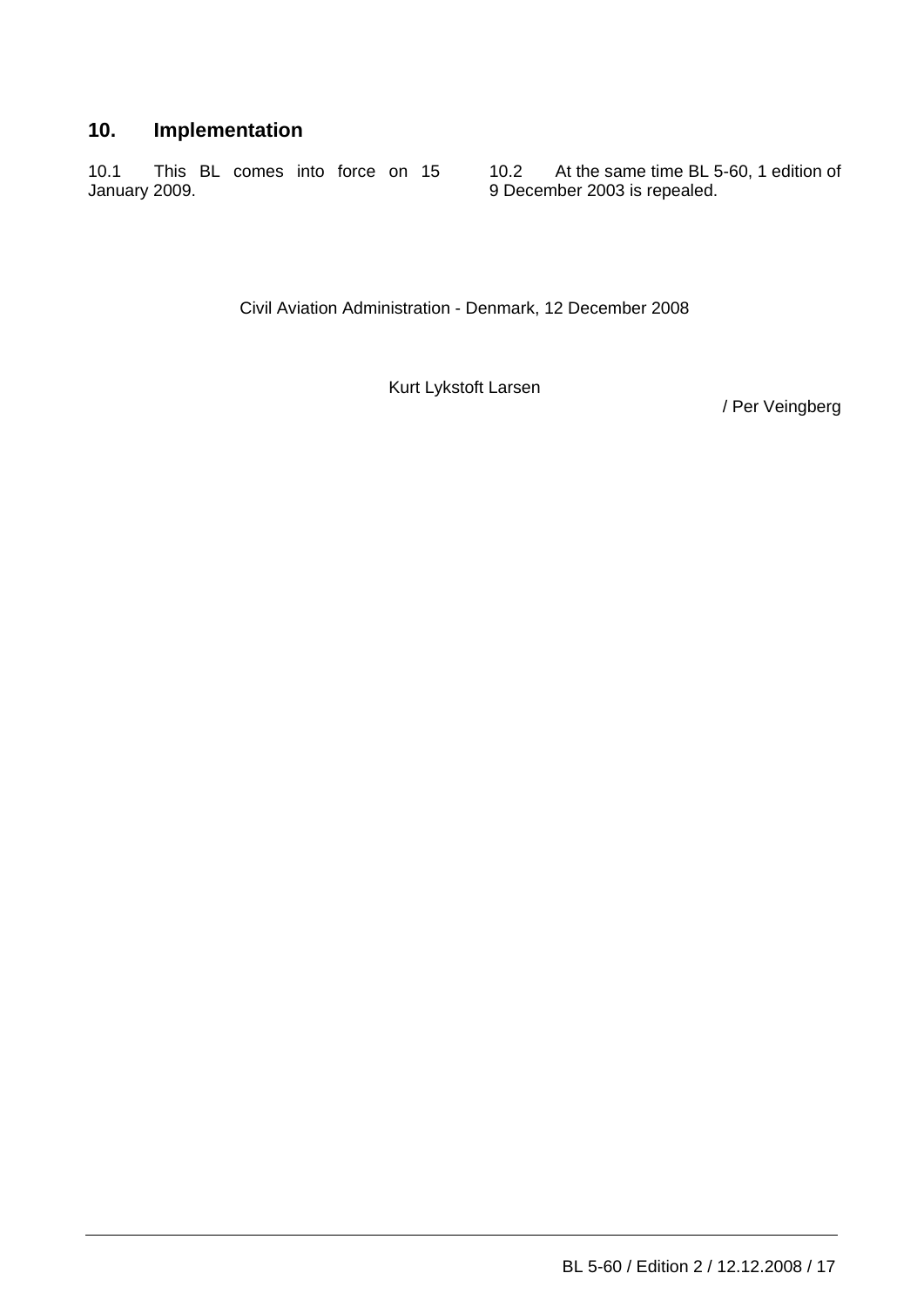## 10. Implementation

10.1 This BL comes into force on 15 January 2009.

10.2 At the same time BL 5-60, 1 edition of 9 December 2003 is repealed.

Civil Aviation Administration - Denmark, 12 December 2008

Kurt Lykstoft Larsen

/ Per Veingberg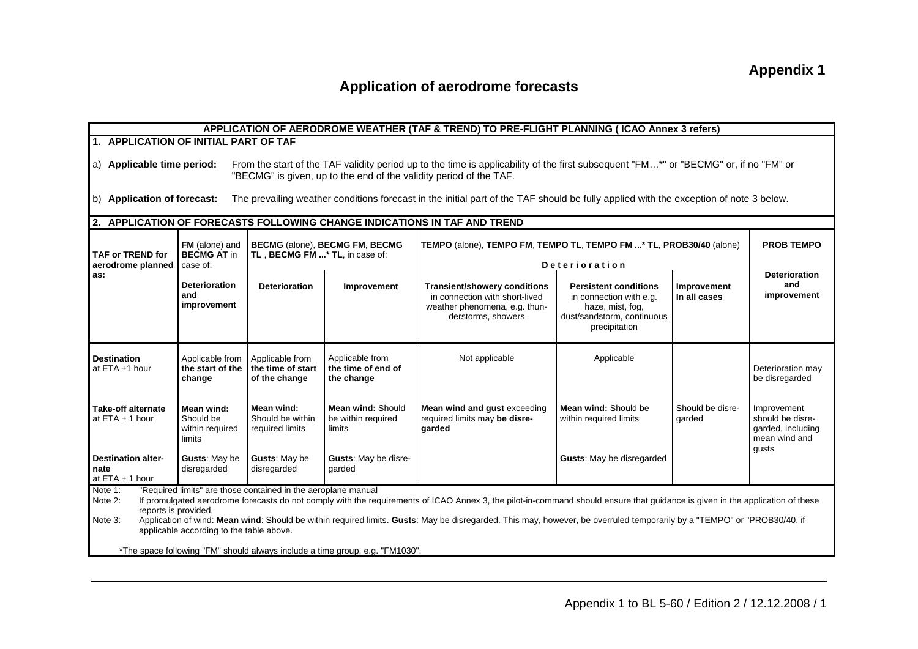# Appendix 1

## Application of aerodrome forecasts

**APPLICATION OF AERODROME WEATHER (TAF & TREND) TO PRE-FLIGHT PLANNING ( ICAO Annex 3 refers)**

**1. APPLICATION OF INITIAL PART OF TAF**

a) **Applicable time period:** From the start of the TAF validity period up to the time is applicability of the first subsequent "FM…*" or "BECMG" or, if no "FM" or "BECMG" is given, up to the end of the validity period of the TAF.

b) **Application of forecast:** The prevailing weather conditions forecast in the initial part of the TAF should be fully applied with the exception of note 3 below.

**2. APPLICATION OF FORECASTS FOLLOWING CHANGE INDICATIONS IN TAF AND TREND**

| **TAF or TREND for aerodrome planned as:** | **FM** (alone) and **BECMG AT** in case of: | **BECMG** (alone), **BECMG FM**, **BECMG TL** , **BECMG FM ...* TL**, in case of: | | **TEMPO** (alone), **TEMPO FM**, **TEMPO TL**, **TEMPO FM ...* TL**, **PROB30/40** (alone) | | | **PROB TEMPO** |
|---|---|---|---|---|---|---|---|
| | | | | **Deterioration** | | | |
| | **Deterioration and improvement** | **Deterioration** | **Improvement** | **Transient/showery conditions** in connection with short-lived weather phenomena, e.g. thunderstorms, showers | **Persistent conditions** in connection with e.g. haze, mist, fog, dust/sandstorm, continuous precipitation | **Improvement In all cases** | **Deterioration and improvement** |
| **Destination** at ETA ±1 hour | Applicable from **the start of the change** | Applicable from **the time of start of the change** | Applicable from **the time of end of the change** | Not applicable | Applicable | | Deterioration may be disregarded |
| **Take-off alternate** at ETA ± 1 hour | **Mean wind:** Should be within required limits | **Mean wind:** Should be within required limits | **Mean wind:** Should be within required limits | **Mean wind and gust** exceeding required limits may **be disregarded** | **Mean wind:** Should be within required limits | Should be disregarded | Improvement should be disregarded, including mean wind and gusts |
| **Destination alternate** at ETA ± 1 hour | **Gusts**: May be disregarded | **Gusts**: May be disregarded | **Gusts**: May be disregarded | | **Gusts**: May be disregarded | | |

Note 1: "Required limits" are those contained in the aeroplane manual

Note 2: If promulgated aerodrome forecasts do not comply with the requirements of ICAO Annex 3, the pilot-in-command should ensure that guidance is given in the application of these reports is provided.

Note 3: Application of wind: **Mean wind**: Should be within required limits. **Gusts**: May be disregarded. This may, however, be overruled temporarily by a "TEMPO" or "PROB30/40, if applicable according to the table above.

*The space following "FM" should always include a time group, e.g. "FM1030".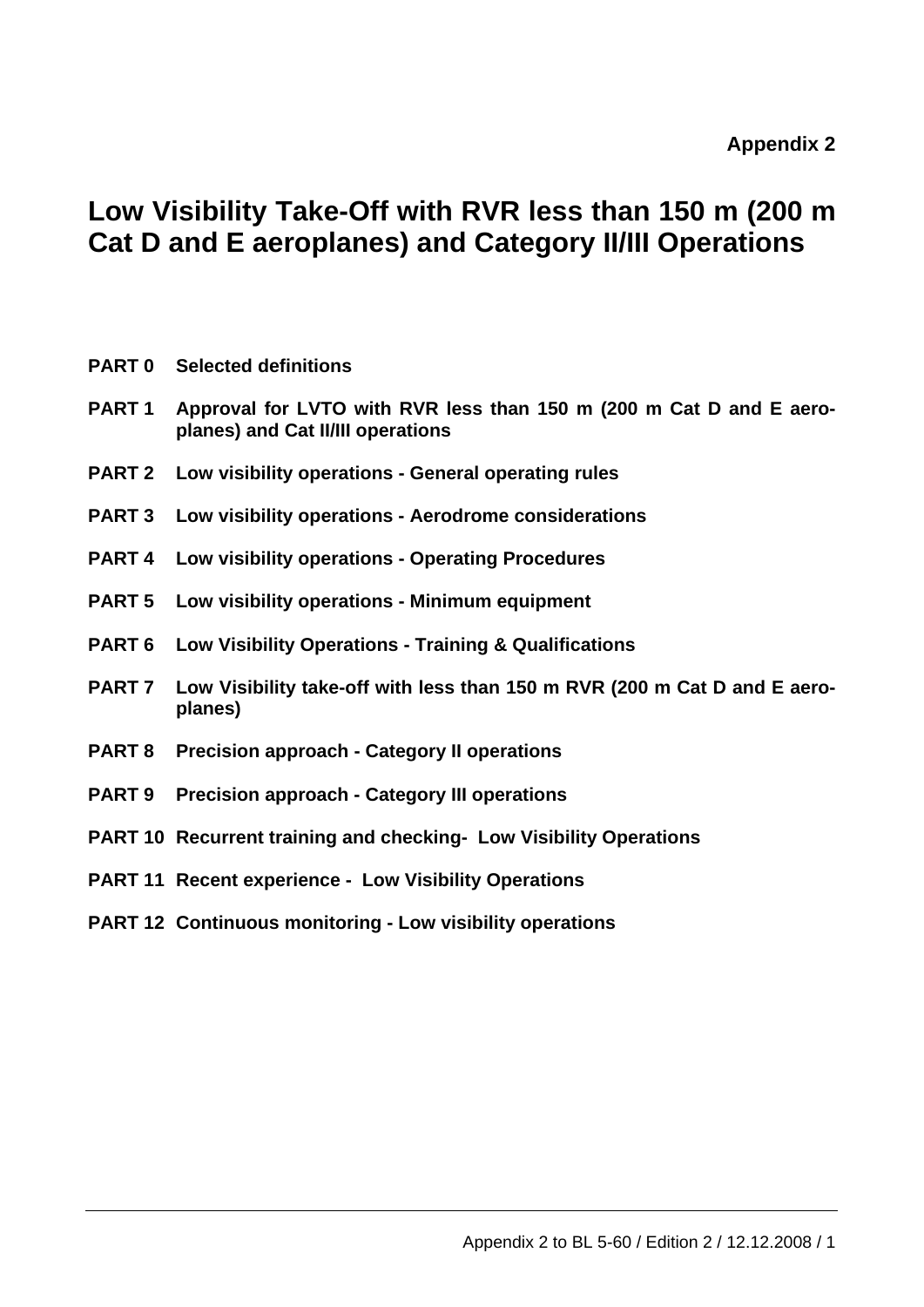**Appendix 2**

# Low Visibility Take-Off with RVR less than 150 m (200 m Cat D and E aeroplanes) and Category II/III Operations

**PART 0 Selected definitions**

**PART 1 Approval for LVTO with RVR less than 150 m (200 m Cat D and E aeroplanes) and Cat II/III operations**

**PART 2 Low visibility operations - General operating rules**

**PART 3 Low visibility operations - Aerodrome considerations**

**PART 4 Low visibility operations - Operating Procedures**

**PART 5 Low visibility operations - Minimum equipment**

**PART 6 Low Visibility Operations - Training & Qualifications**

**PART 7 Low Visibility take-off with less than 150 m RVR (200 m Cat D and E aeroplanes)**

**PART 8 Precision approach - Category II operations**

**PART 9 Precision approach - Category III operations**

**PART 10 Recurrent training and checking- Low Visibility Operations**

**PART 11 Recent experience - Low Visibility Operations**

**PART 12 Continuous monitoring - Low visibility operations**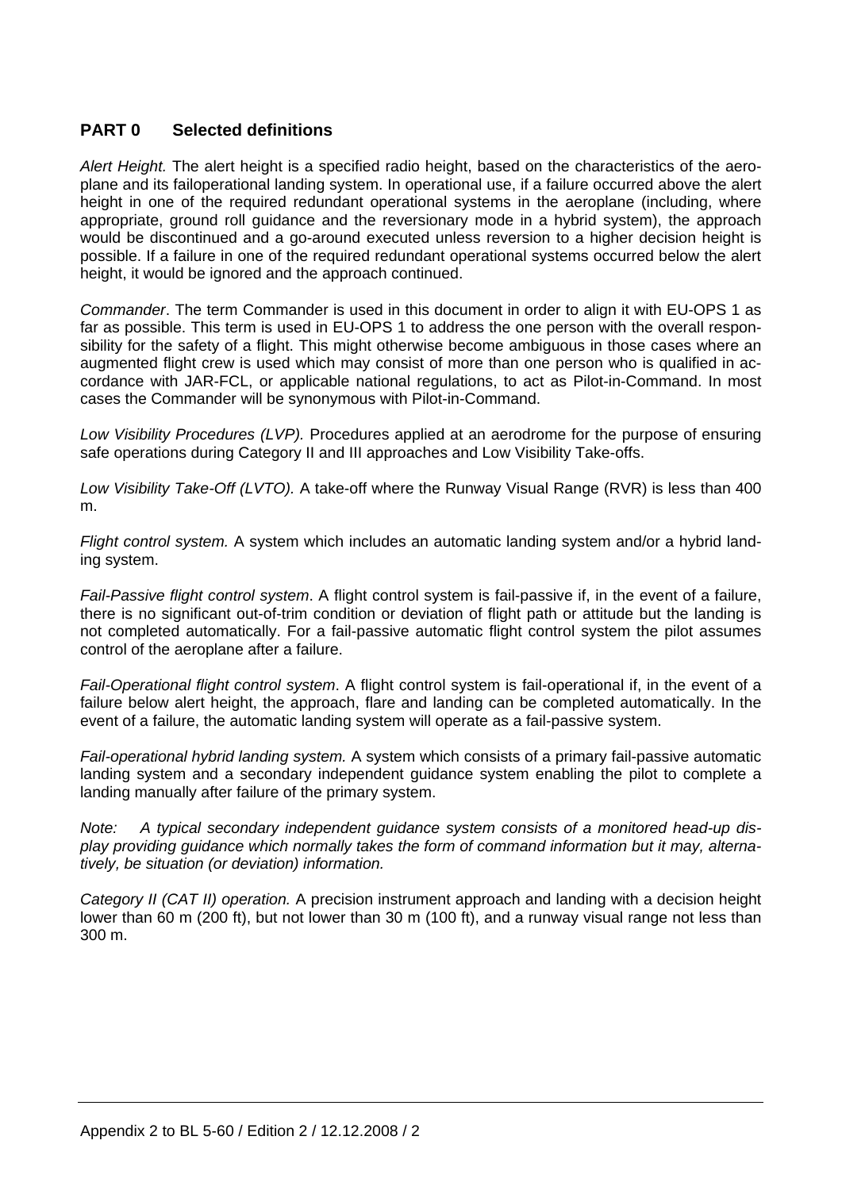## PART 0 Selected definitions

*Alert Height.* The alert height is a specified radio height, based on the characteristics of the aeroplane and its failoperational landing system. In operational use, if a failure occurred above the alert height in one of the required redundant operational systems in the aeroplane (including, where appropriate, ground roll guidance and the reversionary mode in a hybrid system), the approach would be discontinued and a go-around executed unless reversion to a higher decision height is possible. If a failure in one of the required redundant operational systems occurred below the alert height, it would be ignored and the approach continued.

*Commander*. The term Commander is used in this document in order to align it with EU-OPS 1 as far as possible. This term is used in EU-OPS 1 to address the one person with the overall responsibility for the safety of a flight. This might otherwise become ambiguous in those cases where an augmented flight crew is used which may consist of more than one person who is qualified in accordance with JAR-FCL, or applicable national regulations, to act as Pilot-in-Command. In most cases the Commander will be synonymous with Pilot-in-Command.

*Low Visibility Procedures (LVP).* Procedures applied at an aerodrome for the purpose of ensuring safe operations during Category II and III approaches and Low Visibility Take-offs.

*Low Visibility Take-Off (LVTO).* A take-off where the Runway Visual Range (RVR) is less than 400 m.

*Flight control system.* A system which includes an automatic landing system and/or a hybrid landing system.

*Fail-Passive flight control system*. A flight control system is fail-passive if, in the event of a failure, there is no significant out-of-trim condition or deviation of flight path or attitude but the landing is not completed automatically. For a fail-passive automatic flight control system the pilot assumes control of the aeroplane after a failure.

*Fail-Operational flight control system*. A flight control system is fail-operational if, in the event of a failure below alert height, the approach, flare and landing can be completed automatically. In the event of a failure, the automatic landing system will operate as a fail-passive system.

*Fail-operational hybrid landing system.* A system which consists of a primary fail-passive automatic landing system and a secondary independent guidance system enabling the pilot to complete a landing manually after failure of the primary system.

*Note: A typical secondary independent guidance system consists of a monitored head-up display providing guidance which normally takes the form of command information but it may, alternatively, be situation (or deviation) information.*

*Category II (CAT II) operation.* A precision instrument approach and landing with a decision height lower than 60 m (200 ft), but not lower than 30 m (100 ft), and a runway visual range not less than 300 m.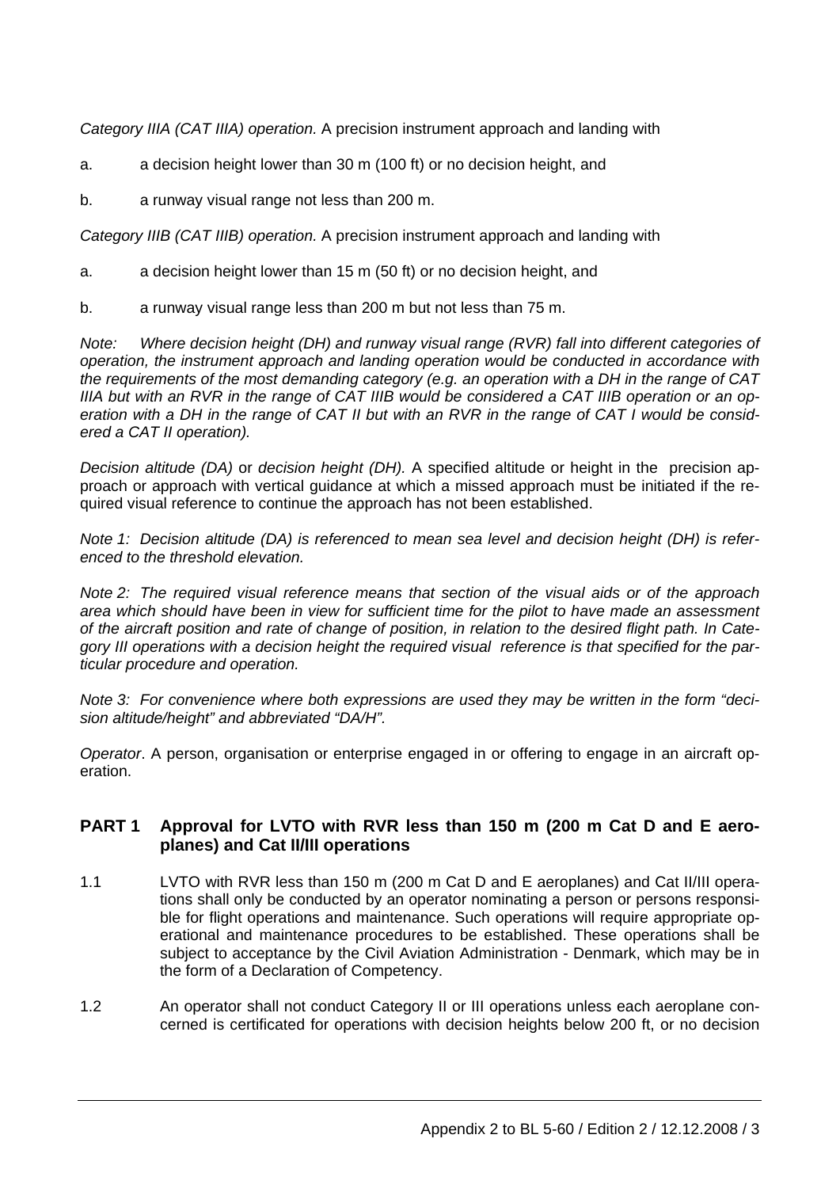*Category IIIA (CAT IIIA) operation.* A precision instrument approach and landing with

a. a decision height lower than 30 m (100 ft) or no decision height, and

b. a runway visual range not less than 200 m.

*Category IIIB (CAT IIIB) operation.* A precision instrument approach and landing with

a. a decision height lower than 15 m (50 ft) or no decision height, and

b. a runway visual range less than 200 m but not less than 75 m.

*Note: Where decision height (DH) and runway visual range (RVR) fall into different categories of operation, the instrument approach and landing operation would be conducted in accordance with the requirements of the most demanding category (e.g. an operation with a DH in the range of CAT IIIA but with an RVR in the range of CAT IIIB would be considered a CAT IIIB operation or an operation with a DH in the range of CAT II but with an RVR in the range of CAT I would be considered a CAT II operation).*

*Decision altitude (DA)* or *decision height (DH).* A specified altitude or height in the precision approach or approach with vertical guidance at which a missed approach must be initiated if the required visual reference to continue the approach has not been established.

*Note 1: Decision altitude (DA) is referenced to mean sea level and decision height (DH) is referenced to the threshold elevation.*

*Note 2: The required visual reference means that section of the visual aids or of the approach area which should have been in view for sufficient time for the pilot to have made an assessment of the aircraft position and rate of change of position, in relation to the desired flight path. In Category III operations with a decision height the required visual reference is that specified for the particular procedure and operation.*

*Note 3: For convenience where both expressions are used they may be written in the form "decision altitude/height" and abbreviated "DA/H".*

*Operator*. A person, organisation or enterprise engaged in or offering to engage in an aircraft operation.

## PART 1 Approval for LVTO with RVR less than 150 m (200 m Cat D and E aeroplanes) and Cat II/III operations

1.1 LVTO with RVR less than 150 m (200 m Cat D and E aeroplanes) and Cat II/III operations shall only be conducted by an operator nominating a person or persons responsible for flight operations and maintenance. Such operations will require appropriate operational and maintenance procedures to be established. These operations shall be subject to acceptance by the Civil Aviation Administration - Denmark, which may be in the form of a Declaration of Competency.

1.2 An operator shall not conduct Category II or III operations unless each aeroplane concerned is certificated for operations with decision heights below 200 ft, or no decision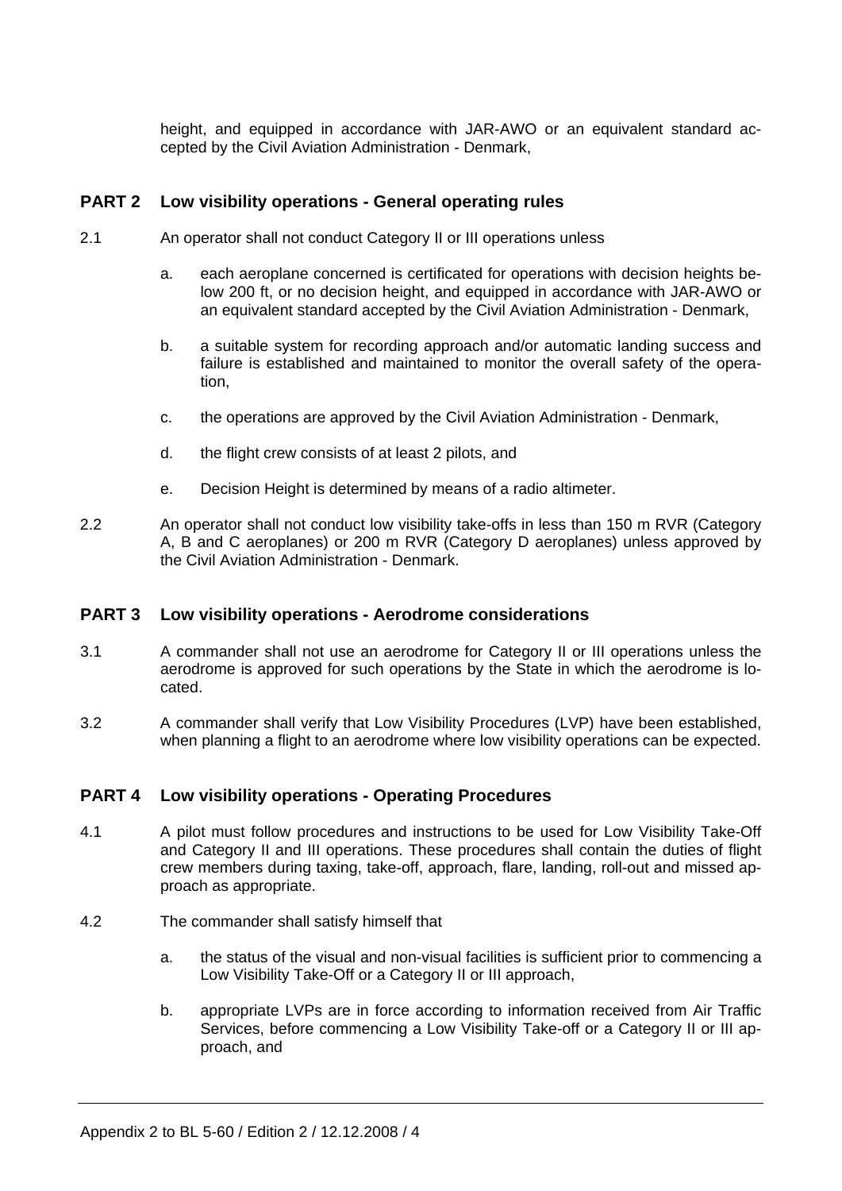height, and equipped in accordance with JAR-AWO or an equivalent standard accepted by the Civil Aviation Administration - Denmark,

## PART 2 Low visibility operations - General operating rules

2.1 An operator shall not conduct Category II or III operations unless

a. each aeroplane concerned is certificated for operations with decision heights below 200 ft, or no decision height, and equipped in accordance with JAR-AWO or an equivalent standard accepted by the Civil Aviation Administration - Denmark,

b. a suitable system for recording approach and/or automatic landing success and failure is established and maintained to monitor the overall safety of the operation,

c. the operations are approved by the Civil Aviation Administration - Denmark,

d. the flight crew consists of at least 2 pilots, and

e. Decision Height is determined by means of a radio altimeter.

2.2 An operator shall not conduct low visibility take-offs in less than 150 m RVR (Category A, B and C aeroplanes) or 200 m RVR (Category D aeroplanes) unless approved by the Civil Aviation Administration - Denmark.

## PART 3 Low visibility operations - Aerodrome considerations

3.1 A commander shall not use an aerodrome for Category II or III operations unless the aerodrome is approved for such operations by the State in which the aerodrome is located.

3.2 A commander shall verify that Low Visibility Procedures (LVP) have been established, when planning a flight to an aerodrome where low visibility operations can be expected.

## PART 4 Low visibility operations - Operating Procedures

4.1 A pilot must follow procedures and instructions to be used for Low Visibility Take-Off and Category II and III operations. These procedures shall contain the duties of flight crew members during taxing, take-off, approach, flare, landing, roll-out and missed approach as appropriate.

4.2 The commander shall satisfy himself that

a. the status of the visual and non-visual facilities is sufficient prior to commencing a Low Visibility Take-Off or a Category II or III approach,

b. appropriate LVPs are in force according to information received from Air Traffic Services, before commencing a Low Visibility Take-off or a Category II or III approach, and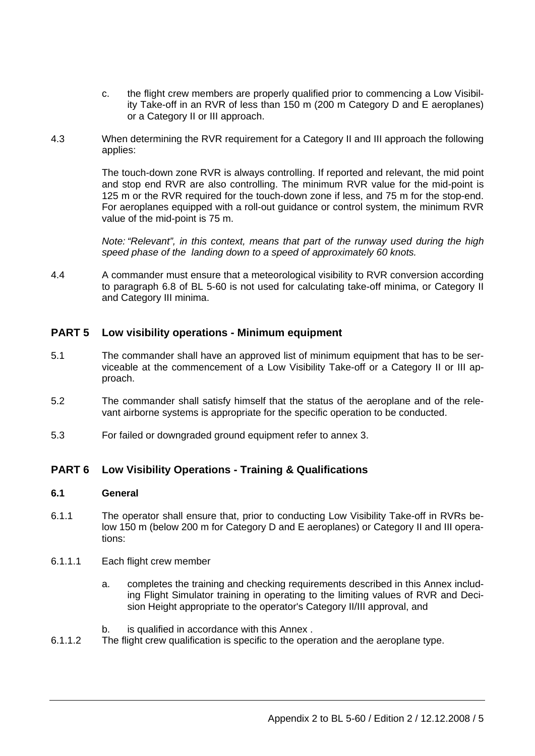c. the flight crew members are properly qualified prior to commencing a Low Visibility Take-off in an RVR of less than 150 m (200 m Category D and E aeroplanes) or a Category II or III approach.

4.3 When determining the RVR requirement for a Category II and III approach the following applies:

The touch-down zone RVR is always controlling. If reported and relevant, the mid point and stop end RVR are also controlling. The minimum RVR value for the mid-point is 125 m or the RVR required for the touch-down zone if less, and 75 m for the stop-end. For aeroplanes equipped with a roll-out guidance or control system, the minimum RVR value of the mid-point is 75 m.

*Note: "Relevant", in this context, means that part of the runway used during the high speed phase of the landing down to a speed of approximately 60 knots.*

4.4 A commander must ensure that a meteorological visibility to RVR conversion according to paragraph 6.8 of BL 5-60 is not used for calculating take-off minima, or Category II and Category III minima.

## PART 5 Low visibility operations - Minimum equipment

5.1 The commander shall have an approved list of minimum equipment that has to be serviceable at the commencement of a Low Visibility Take-off or a Category II or III approach.

5.2 The commander shall satisfy himself that the status of the aeroplane and of the relevant airborne systems is appropriate for the specific operation to be conducted.

5.3 For failed or downgraded ground equipment refer to annex 3.

## PART 6 Low Visibility Operations - Training & Qualifications

### 6.1 General

6.1.1 The operator shall ensure that, prior to conducting Low Visibility Take-off in RVRs below 150 m (below 200 m for Category D and E aeroplanes) or Category II and III operations:

6.1.1.1 Each flight crew member

a. completes the training and checking requirements described in this Annex including Flight Simulator training in operating to the limiting values of RVR and Decision Height appropriate to the operator's Category II/III approval, and

b. is qualified in accordance with this Annex .

6.1.1.2 The flight crew qualification is specific to the operation and the aeroplane type.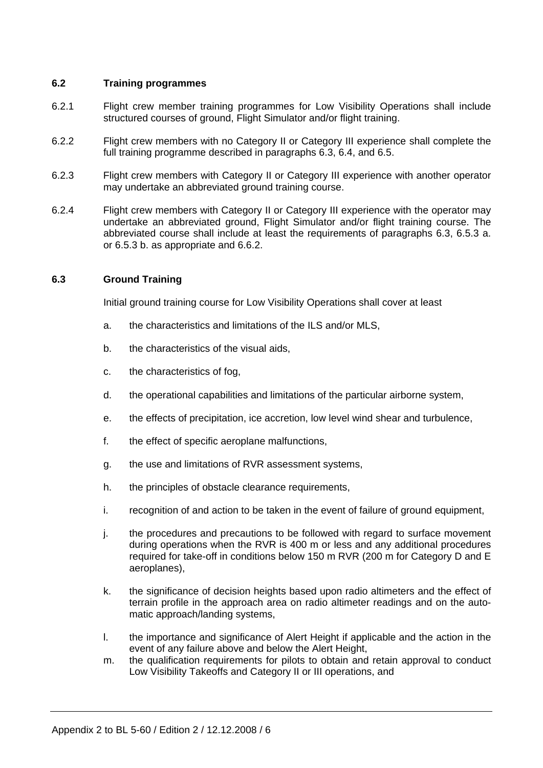### 6.2 Training programmes

6.2.1 Flight crew member training programmes for Low Visibility Operations shall include structured courses of ground, Flight Simulator and/or flight training.

6.2.2 Flight crew members with no Category II or Category III experience shall complete the full training programme described in paragraphs 6.3, 6.4, and 6.5.

6.2.3 Flight crew members with Category II or Category III experience with another operator may undertake an abbreviated ground training course.

6.2.4 Flight crew members with Category II or Category III experience with the operator may undertake an abbreviated ground, Flight Simulator and/or flight training course. The abbreviated course shall include at least the requirements of paragraphs 6.3, 6.5.3 a. or 6.5.3 b. as appropriate and 6.6.2.

### 6.3 Ground Training

Initial ground training course for Low Visibility Operations shall cover at least

a. the characteristics and limitations of the ILS and/or MLS,

b. the characteristics of the visual aids,

c. the characteristics of fog,

d. the operational capabilities and limitations of the particular airborne system,

e. the effects of precipitation, ice accretion, low level wind shear and turbulence,

f. the effect of specific aeroplane malfunctions,

g. the use and limitations of RVR assessment systems,

h. the principles of obstacle clearance requirements,

i. recognition of and action to be taken in the event of failure of ground equipment,

j. the procedures and precautions to be followed with regard to surface movement during operations when the RVR is 400 m or less and any additional procedures required for take-off in conditions below 150 m RVR (200 m for Category D and E aeroplanes),

k. the significance of decision heights based upon radio altimeters and the effect of terrain profile in the approach area on radio altimeter readings and on the automatic approach/landing systems,

l. the importance and significance of Alert Height if applicable and the action in the event of any failure above and below the Alert Height,

m. the qualification requirements for pilots to obtain and retain approval to conduct Low Visibility Takeoffs and Category II or III operations, and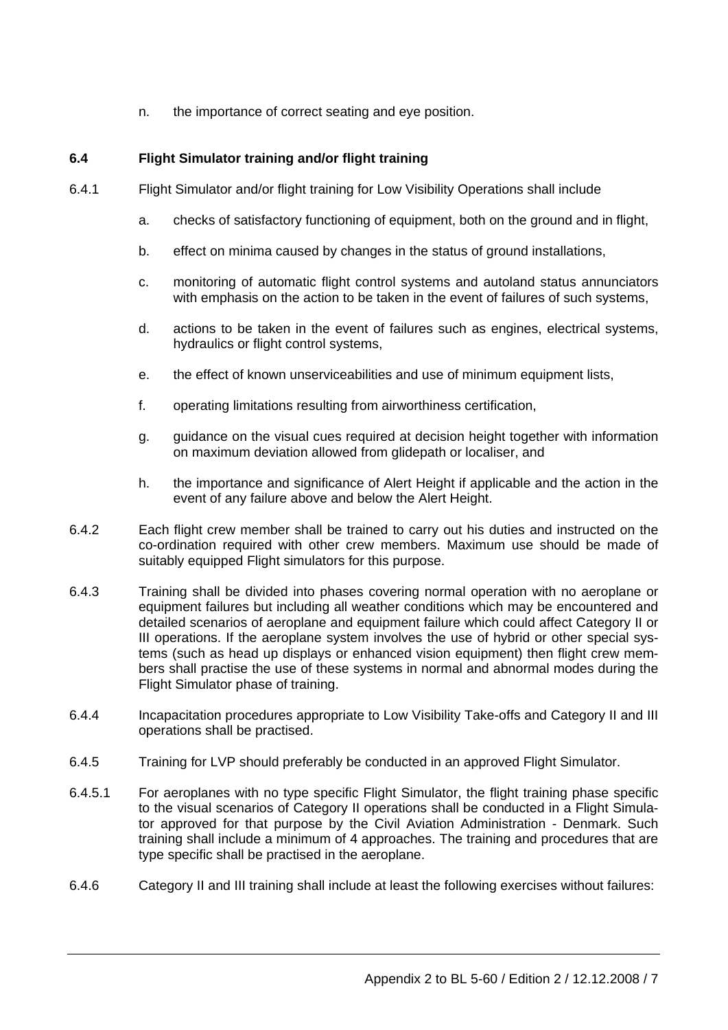n. the importance of correct seating and eye position.

### 6.4 Flight Simulator training and/or flight training

6.4.1 Flight Simulator and/or flight training for Low Visibility Operations shall include

a. checks of satisfactory functioning of equipment, both on the ground and in flight,

b. effect on minima caused by changes in the status of ground installations,

c. monitoring of automatic flight control systems and autoland status annunciators with emphasis on the action to be taken in the event of failures of such systems,

d. actions to be taken in the event of failures such as engines, electrical systems, hydraulics or flight control systems,

e. the effect of known unserviceabilities and use of minimum equipment lists,

f. operating limitations resulting from airworthiness certification,

g. guidance on the visual cues required at decision height together with information on maximum deviation allowed from glidepath or localiser, and

h. the importance and significance of Alert Height if applicable and the action in the event of any failure above and below the Alert Height.

6.4.2 Each flight crew member shall be trained to carry out his duties and instructed on the co-ordination required with other crew members. Maximum use should be made of suitably equipped Flight simulators for this purpose.

6.4.3 Training shall be divided into phases covering normal operation with no aeroplane or equipment failures but including all weather conditions which may be encountered and detailed scenarios of aeroplane and equipment failure which could affect Category II or III operations. If the aeroplane system involves the use of hybrid or other special systems (such as head up displays or enhanced vision equipment) then flight crew members shall practise the use of these systems in normal and abnormal modes during the Flight Simulator phase of training.

6.4.4 Incapacitation procedures appropriate to Low Visibility Take-offs and Category II and III operations shall be practised.

6.4.5 Training for LVP should preferably be conducted in an approved Flight Simulator.

6.4.5.1 For aeroplanes with no type specific Flight Simulator, the flight training phase specific to the visual scenarios of Category II operations shall be conducted in a Flight Simulator approved for that purpose by the Civil Aviation Administration - Denmark. Such training shall include a minimum of 4 approaches. The training and procedures that are type specific shall be practised in the aeroplane.

6.4.6 Category II and III training shall include at least the following exercises without failures: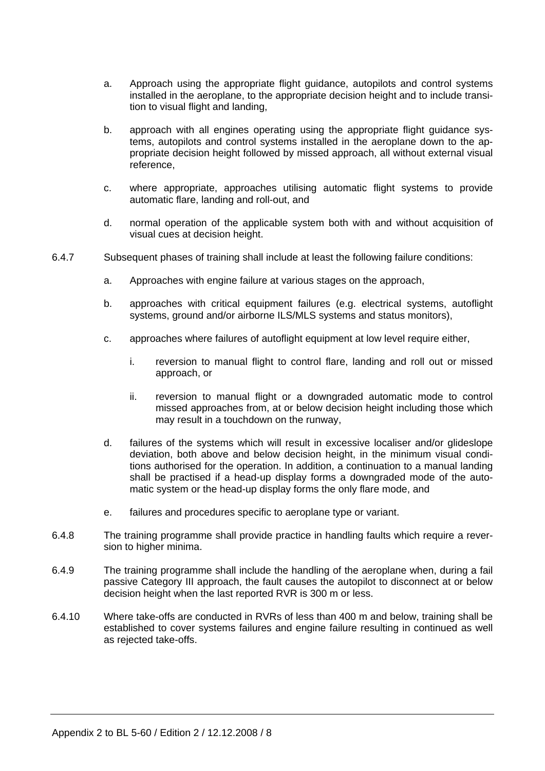a. Approach using the appropriate flight guidance, autopilots and control systems installed in the aeroplane, to the appropriate decision height and to include transition to visual flight and landing,

b. approach with all engines operating using the appropriate flight guidance systems, autopilots and control systems installed in the aeroplane down to the appropriate decision height followed by missed approach, all without external visual reference,

c. where appropriate, approaches utilising automatic flight systems to provide automatic flare, landing and roll-out, and

d. normal operation of the applicable system both with and without acquisition of visual cues at decision height.

6.4.7 Subsequent phases of training shall include at least the following failure conditions:

a. Approaches with engine failure at various stages on the approach,

b. approaches with critical equipment failures (e.g. electrical systems, autoflight systems, ground and/or airborne ILS/MLS systems and status monitors),

c. approaches where failures of autoflight equipment at low level require either,

   i. reversion to manual flight to control flare, landing and roll out or missed approach, or

   ii. reversion to manual flight or a downgraded automatic mode to control missed approaches from, at or below decision height including those which may result in a touchdown on the runway,

d. failures of the systems which will result in excessive localiser and/or glideslope deviation, both above and below decision height, in the minimum visual conditions authorised for the operation. In addition, a continuation to a manual landing shall be practised if a head-up display forms a downgraded mode of the automatic system or the head-up display forms the only flare mode, and

e. failures and procedures specific to aeroplane type or variant.

6.4.8 The training programme shall provide practice in handling faults which require a reversion to higher minima.

6.4.9 The training programme shall include the handling of the aeroplane when, during a fail passive Category III approach, the fault causes the autopilot to disconnect at or below decision height when the last reported RVR is 300 m or less.

6.4.10 Where take-offs are conducted in RVRs of less than 400 m and below, training shall be established to cover systems failures and engine failure resulting in continued as well as rejected take-offs.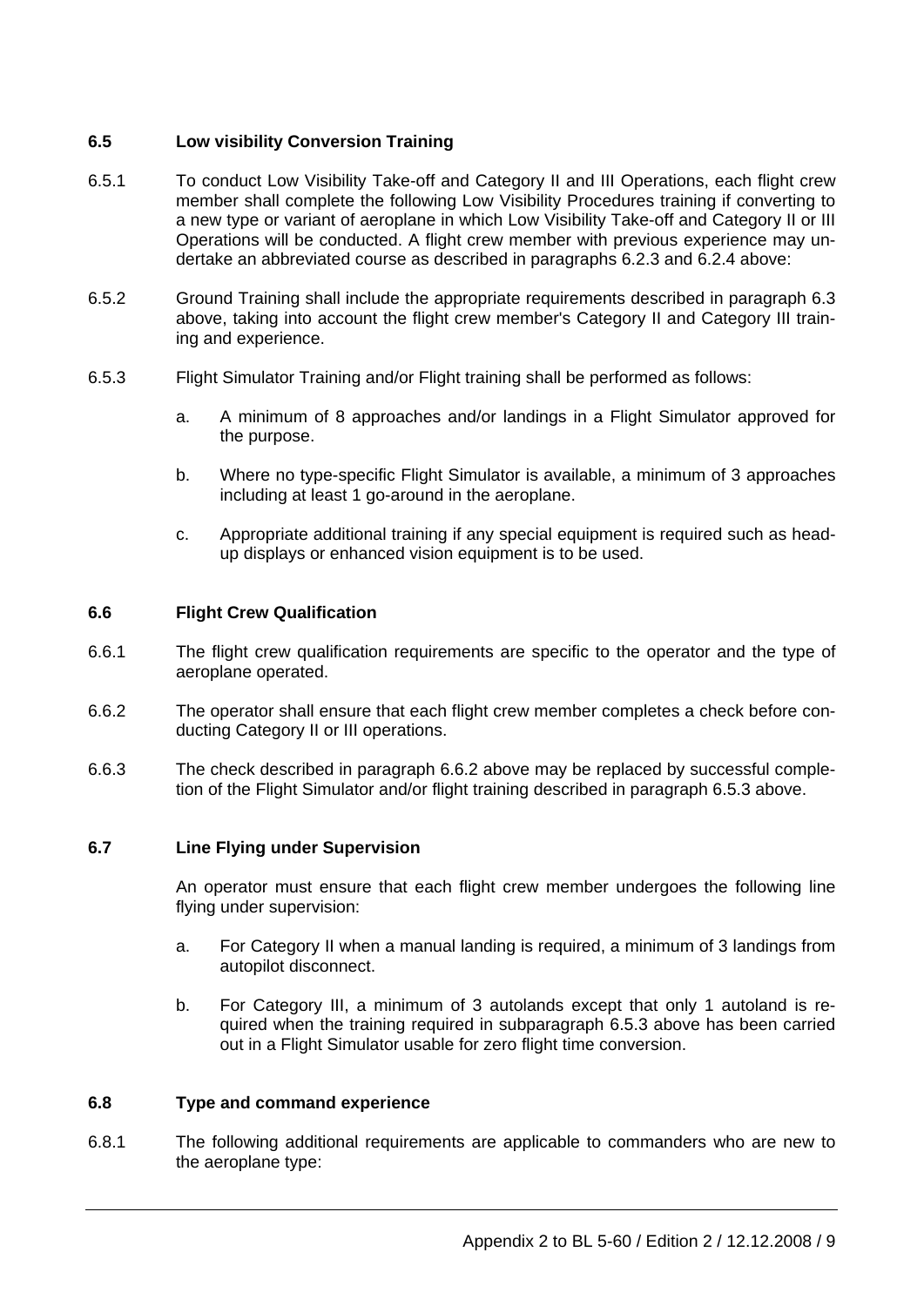### 6.5 Low visibility Conversion Training

6.5.1 To conduct Low Visibility Take-off and Category II and III Operations, each flight crew member shall complete the following Low Visibility Procedures training if converting to a new type or variant of aeroplane in which Low Visibility Take-off and Category II or III Operations will be conducted. A flight crew member with previous experience may undertake an abbreviated course as described in paragraphs 6.2.3 and 6.2.4 above:

6.5.2 Ground Training shall include the appropriate requirements described in paragraph 6.3 above, taking into account the flight crew member's Category II and Category III training and experience.

6.5.3 Flight Simulator Training and/or Flight training shall be performed as follows:

a. A minimum of 8 approaches and/or landings in a Flight Simulator approved for the purpose.

b. Where no type-specific Flight Simulator is available, a minimum of 3 approaches including at least 1 go-around in the aeroplane.

c. Appropriate additional training if any special equipment is required such as head-up displays or enhanced vision equipment is to be used.

### 6.6 Flight Crew Qualification

6.6.1 The flight crew qualification requirements are specific to the operator and the type of aeroplane operated.

6.6.2 The operator shall ensure that each flight crew member completes a check before conducting Category II or III operations.

6.6.3 The check described in paragraph 6.6.2 above may be replaced by successful completion of the Flight Simulator and/or flight training described in paragraph 6.5.3 above.

### 6.7 Line Flying under Supervision

An operator must ensure that each flight crew member undergoes the following line flying under supervision:

a. For Category II when a manual landing is required, a minimum of 3 landings from autopilot disconnect.

b. For Category III, a minimum of 3 autolands except that only 1 autoland is required when the training required in subparagraph 6.5.3 above has been carried out in a Flight Simulator usable for zero flight time conversion.

### 6.8 Type and command experience

6.8.1 The following additional requirements are applicable to commanders who are new to the aeroplane type: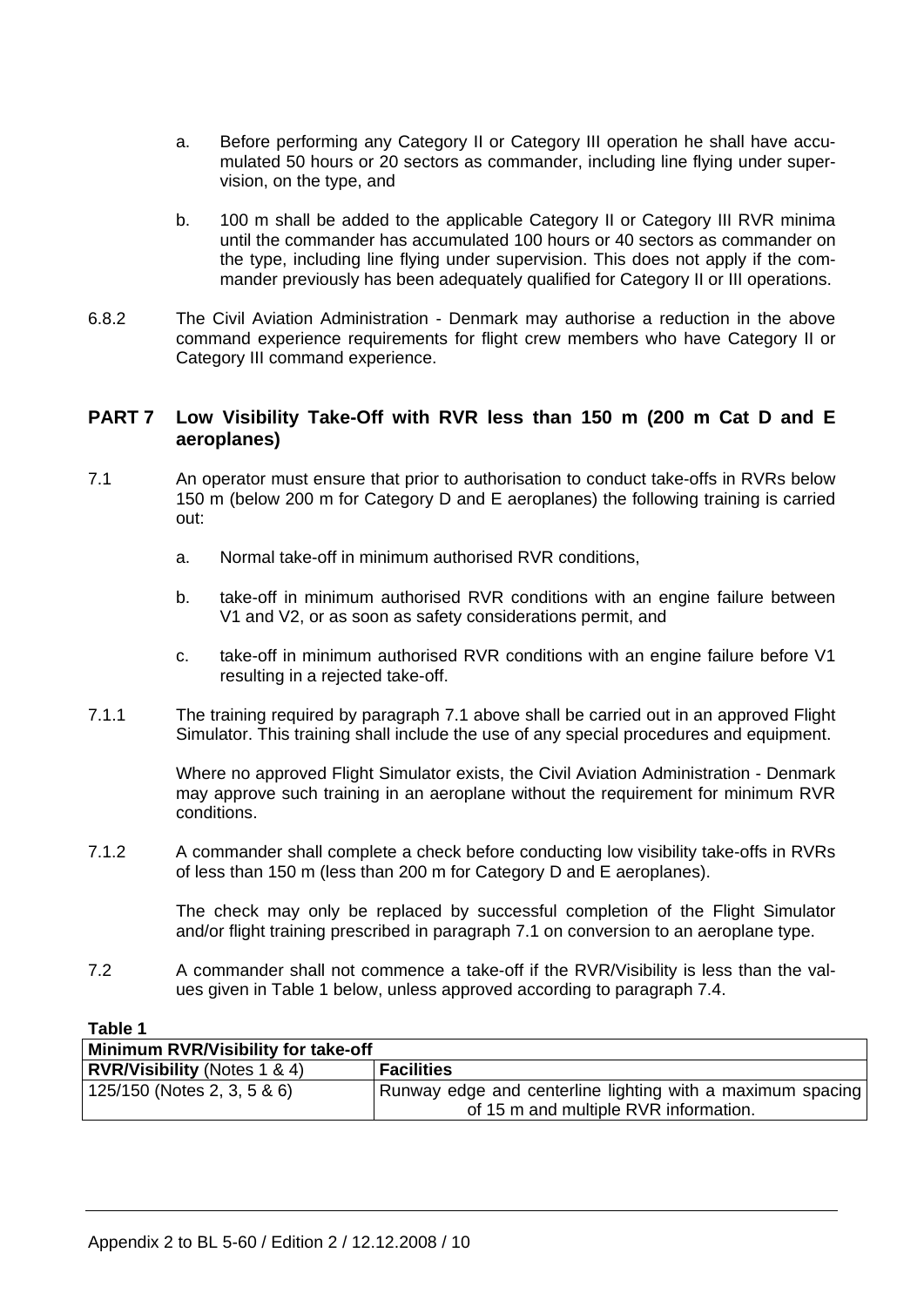a. Before performing any Category II or Category III operation he shall have accumulated 50 hours or 20 sectors as commander, including line flying under supervision, on the type, and

b. 100 m shall be added to the applicable Category II or Category III RVR minima until the commander has accumulated 100 hours or 40 sectors as commander on the type, including line flying under supervision. This does not apply if the commander previously has been adequately qualified for Category II or III operations.

6.8.2 The Civil Aviation Administration - Denmark may authorise a reduction in the above command experience requirements for flight crew members who have Category II or Category III command experience.

## PART 7 Low Visibility Take-Off with RVR less than 150 m (200 m Cat D and E aeroplanes)

7.1 An operator must ensure that prior to authorisation to conduct take-offs in RVRs below 150 m (below 200 m for Category D and E aeroplanes) the following training is carried out:

a. Normal take-off in minimum authorised RVR conditions,

b. take-off in minimum authorised RVR conditions with an engine failure between V1 and V2, or as soon as safety considerations permit, and

c. take-off in minimum authorised RVR conditions with an engine failure before V1 resulting in a rejected take-off.

7.1.1 The training required by paragraph 7.1 above shall be carried out in an approved Flight Simulator. This training shall include the use of any special procedures and equipment.

Where no approved Flight Simulator exists, the Civil Aviation Administration - Denmark may approve such training in an aeroplane without the requirement for minimum RVR conditions.

7.1.2 A commander shall complete a check before conducting low visibility take-offs in RVRs of less than 150 m (less than 200 m for Category D and E aeroplanes).

The check may only be replaced by successful completion of the Flight Simulator and/or flight training prescribed in paragraph 7.1 on conversion to an aeroplane type.

7.2 A commander shall not commence a take-off if the RVR/Visibility is less than the values given in Table 1 below, unless approved according to paragraph 7.4.

**Table 1**

| Minimum RVR/Visibility for take-off | |
|---|---|
| **RVR/Visibility** (Notes 1 & 4) | **Facilities** |
| 125/150 (Notes 2, 3, 5 & 6) | Runway edge and centerline lighting with a maximum spacing of 15 m and multiple RVR information. |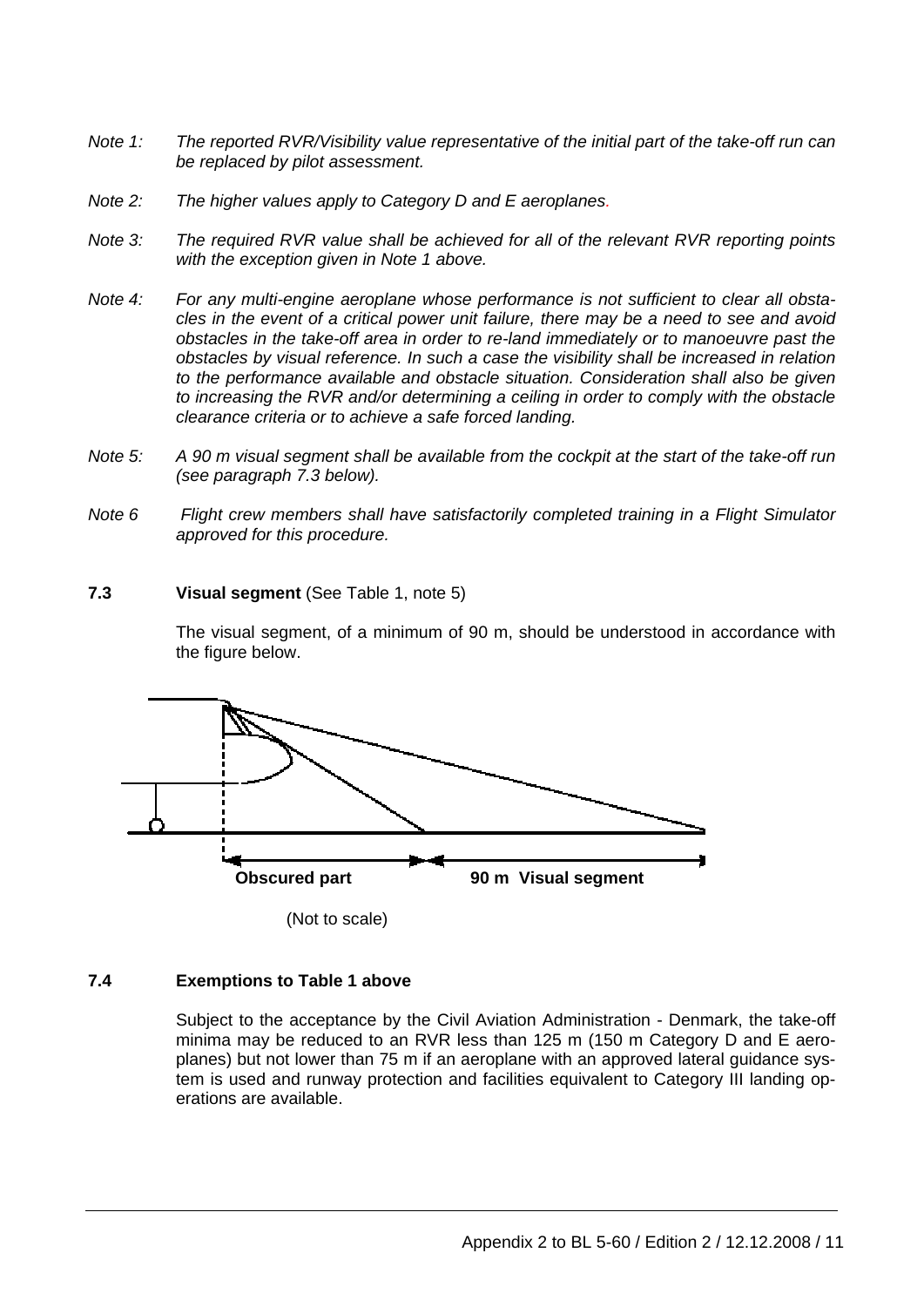*Note 1: The reported RVR/Visibility value representative of the initial part of the take-off run can be replaced by pilot assessment.*

*Note 2: The higher values apply to Category D and E aeroplanes.*

*Note 3: The required RVR value shall be achieved for all of the relevant RVR reporting points with the exception given in Note 1 above.*

*Note 4: For any multi-engine aeroplane whose performance is not sufficient to clear all obstacles in the event of a critical power unit failure, there may be a need to see and avoid obstacles in the take-off area in order to re-land immediately or to manoeuvre past the obstacles by visual reference. In such a case the visibility shall be increased in relation to the performance available and obstacle situation. Consideration shall also be given to increasing the RVR and/or determining a ceiling in order to comply with the obstacle clearance criteria or to achieve a safe forced landing.*

*Note 5: A 90 m visual segment shall be available from the cockpit at the start of the take-off run (see paragraph 7.3 below).*

*Note 6 Flight crew members shall have satisfactorily completed training in a Flight Simulator approved for this procedure.*

**7.3 Visual segment** (See Table 1, note 5)

The visual segment, of a minimum of 90 m, should be understood in accordance with the figure below.

**Obscured part** **90 m Visual segment**

(Not to scale)

**7.4 Exemptions to Table 1 above**

Subject to the acceptance by the Civil Aviation Administration - Denmark, the take-off minima may be reduced to an RVR less than 125 m (150 m Category D and E aeroplanes) but not lower than 75 m if an aeroplane with an approved lateral guidance system is used and runway protection and facilities equivalent to Category III landing operations are available.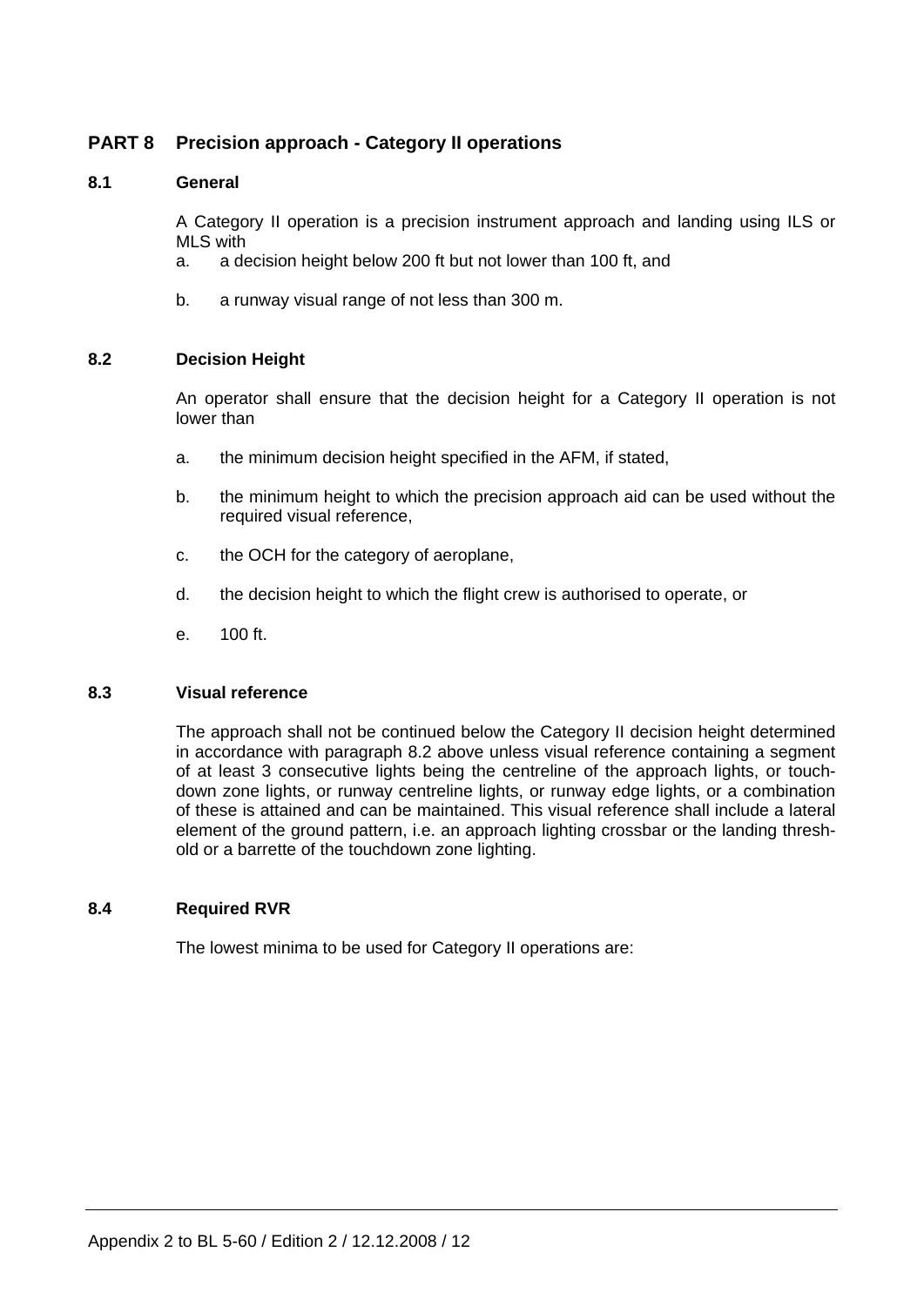## PART 8 Precision approach - Category II operations

### 8.1 General

A Category II operation is a precision instrument approach and landing using ILS or MLS with

a. a decision height below 200 ft but not lower than 100 ft, and

b. a runway visual range of not less than 300 m.

### 8.2 Decision Height

An operator shall ensure that the decision height for a Category II operation is not lower than

a. the minimum decision height specified in the AFM, if stated,

b. the minimum height to which the precision approach aid can be used without the required visual reference,

c. the OCH for the category of aeroplane,

d. the decision height to which the flight crew is authorised to operate, or

e. 100 ft.

### 8.3 Visual reference

The approach shall not be continued below the Category II decision height determined in accordance with paragraph 8.2 above unless visual reference containing a segment of at least 3 consecutive lights being the centreline of the approach lights, or touch-down zone lights, or runway centreline lights, or runway edge lights, or a combination of these is attained and can be maintained. This visual reference shall include a lateral element of the ground pattern, i.e. an approach lighting crossbar or the landing threshold or a barrette of the touchdown zone lighting.

### 8.4 Required RVR

The lowest minima to be used for Category II operations are: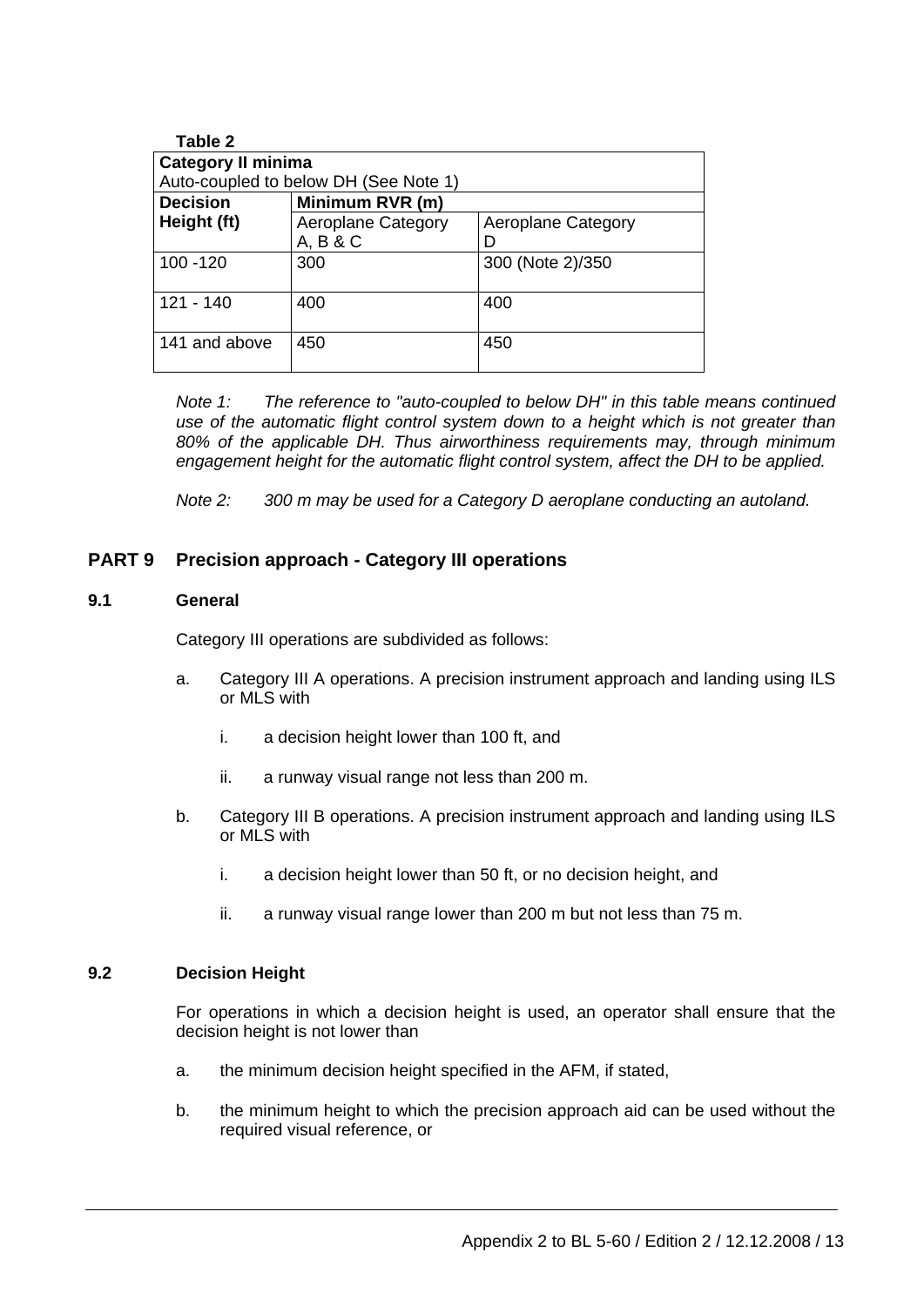**Table 2**

| **Category II minima**<br>Auto-coupled to below DH (See Note 1) | | |
|---|---|---|
| **Decision Height (ft)** | **Minimum RVR (m)** | |
| | Aeroplane Category A, B & C | Aeroplane Category D |
| 100 -120 | 300 | 300 (Note 2)/350 |
| 121 - 140 | 400 | 400 |
| 141 and above | 450 | 450 |

*Note 1: The reference to "auto-coupled to below DH" in this table means continued use of the automatic flight control system down to a height which is not greater than 80% of the applicable DH. Thus airworthiness requirements may, through minimum engagement height for the automatic flight control system, affect the DH to be applied.*

*Note 2: 300 m may be used for a Category D aeroplane conducting an autoland.*

## PART 9 Precision approach - Category III operations

### 9.1 General

Category III operations are subdivided as follows:

a. Category III A operations. A precision instrument approach and landing using ILS or MLS with

   i. a decision height lower than 100 ft, and

   ii. a runway visual range not less than 200 m.

b. Category III B operations. A precision instrument approach and landing using ILS or MLS with

   i. a decision height lower than 50 ft, or no decision height, and

   ii. a runway visual range lower than 200 m but not less than 75 m.

### 9.2 Decision Height

For operations in which a decision height is used, an operator shall ensure that the decision height is not lower than

a. the minimum decision height specified in the AFM, if stated,

b. the minimum height to which the precision approach aid can be used without the required visual reference, or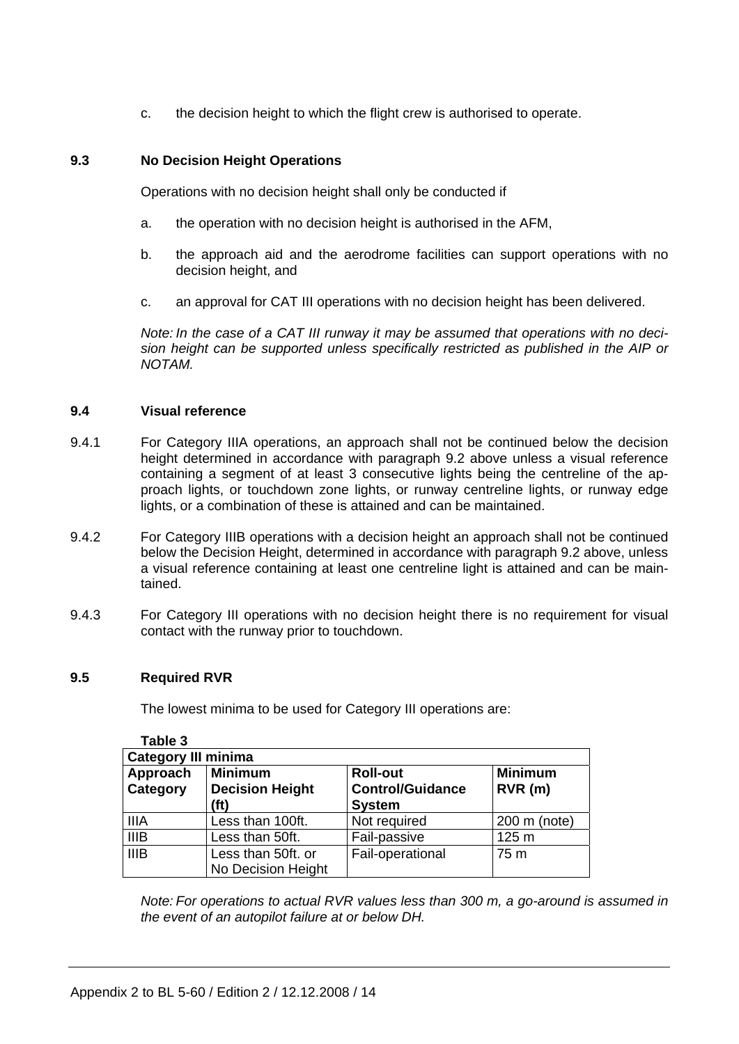c. the decision height to which the flight crew is authorised to operate.

### 9.3 No Decision Height Operations

Operations with no decision height shall only be conducted if

a. the operation with no decision height is authorised in the AFM,

b. the approach aid and the aerodrome facilities can support operations with no decision height, and

c. an approval for CAT III operations with no decision height has been delivered.

*Note: In the case of a CAT III runway it may be assumed that operations with no decision height can be supported unless specifically restricted as published in the AIP or NOTAM.*

### 9.4 Visual reference

9.4.1 For Category IIIA operations, an approach shall not be continued below the decision height determined in accordance with paragraph 9.2 above unless a visual reference containing a segment of at least 3 consecutive lights being the centreline of the approach lights, or touchdown zone lights, or runway centreline lights, or runway edge lights, or a combination of these is attained and can be maintained.

9.4.2 For Category IIIB operations with a decision height an approach shall not be continued below the Decision Height, determined in accordance with paragraph 9.2 above, unless a visual reference containing at least one centreline light is attained and can be maintained.

9.4.3 For Category III operations with no decision height there is no requirement for visual contact with the runway prior to touchdown.

### 9.5 Required RVR

The lowest minima to be used for Category III operations are:

**Table 3**

| **Category III minima** | | | |
|---|---|---|---|
| **Approach Category** | **Minimum Decision Height (ft)** | **Roll-out Control/Guidance System** | **Minimum RVR (m)** |
| IIIA | Less than 100ft. | Not required | 200 m (note) |
| IIIB | Less than 50ft. | Fail-passive | 125 m |
| IIIB | Less than 50ft. or No Decision Height | Fail-operational | 75 m |

*Note: For operations to actual RVR values less than 300 m, a go-around is assumed in the event of an autopilot failure at or below DH.*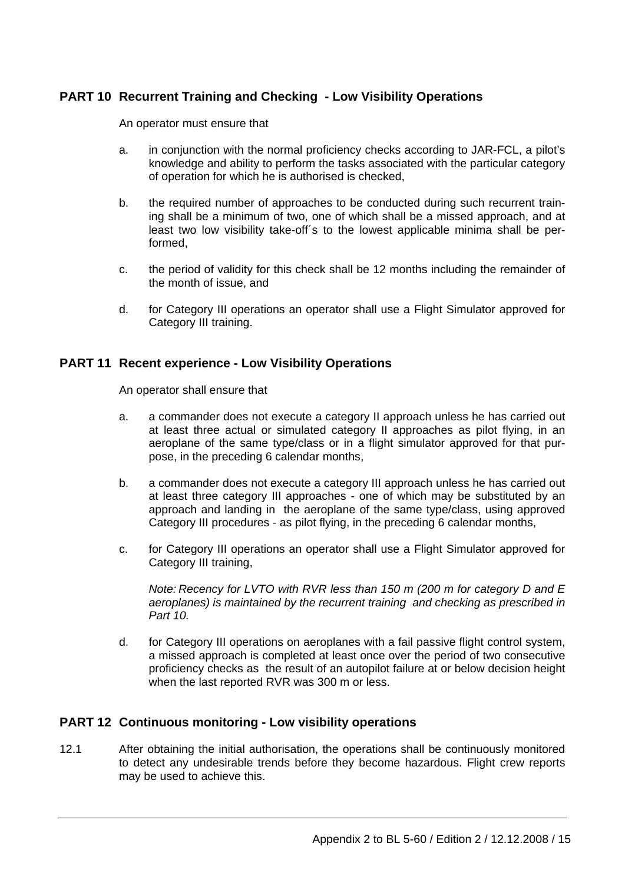## PART 10 Recurrent Training and Checking - Low Visibility Operations

An operator must ensure that

a. in conjunction with the normal proficiency checks according to JAR-FCL, a pilot's knowledge and ability to perform the tasks associated with the particular category of operation for which he is authorised is checked,

b. the required number of approaches to be conducted during such recurrent training shall be a minimum of two, one of which shall be a missed approach, and at least two low visibility take-off´s to the lowest applicable minima shall be performed,

c. the period of validity for this check shall be 12 months including the remainder of the month of issue, and

d. for Category III operations an operator shall use a Flight Simulator approved for Category III training.

## PART 11 Recent experience - Low Visibility Operations

An operator shall ensure that

a. a commander does not execute a category II approach unless he has carried out at least three actual or simulated category II approaches as pilot flying, in an aeroplane of the same type/class or in a flight simulator approved for that purpose, in the preceding 6 calendar months,

b. a commander does not execute a category III approach unless he has carried out at least three category III approaches - one of which may be substituted by an approach and landing in the aeroplane of the same type/class, using approved Category III procedures - as pilot flying, in the preceding 6 calendar months,

c. for Category III operations an operator shall use a Flight Simulator approved for Category III training,

   *Note: Recency for LVTO with RVR less than 150 m (200 m for category D and E aeroplanes) is maintained by the recurrent training and checking as prescribed in Part 10.*

d. for Category III operations on aeroplanes with a fail passive flight control system, a missed approach is completed at least once over the period of two consecutive proficiency checks as the result of an autopilot failure at or below decision height when the last reported RVR was 300 m or less.

## PART 12 Continuous monitoring - Low visibility operations

12.1 After obtaining the initial authorisation, the operations shall be continuously monitored to detect any undesirable trends before they become hazardous. Flight crew reports may be used to achieve this.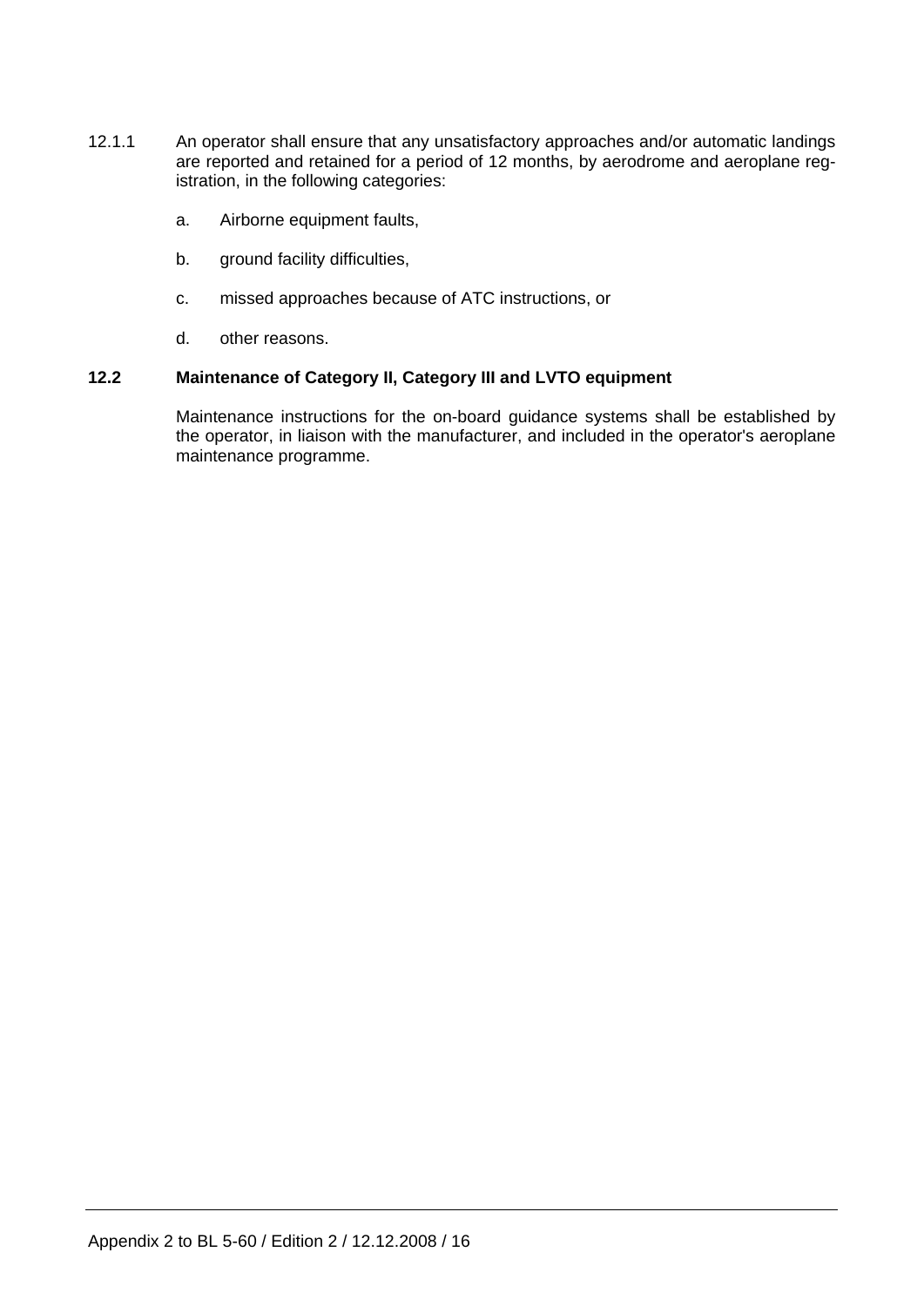12.1.1 An operator shall ensure that any unsatisfactory approaches and/or automatic landings are reported and retained for a period of 12 months, by aerodrome and aeroplane registration, in the following categories:

a. Airborne equipment faults,

b. ground facility difficulties,

c. missed approaches because of ATC instructions, or

d. other reasons.

### 12.2 Maintenance of Category II, Category III and LVTO equipment

Maintenance instructions for the on-board guidance systems shall be established by the operator, in liaison with the manufacturer, and included in the operator's aeroplane maintenance programme.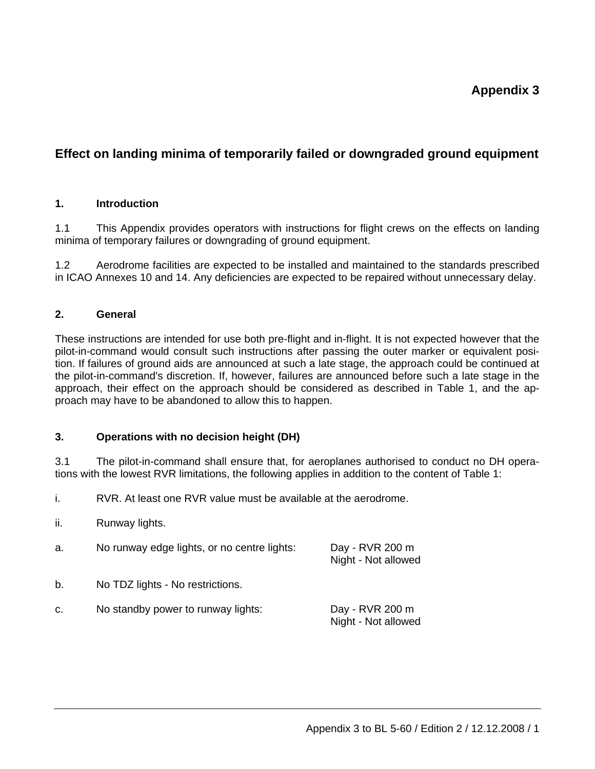# Appendix 3

## Effect on landing minima of temporarily failed or downgraded ground equipment

### 1. Introduction

1.1 This Appendix provides operators with instructions for flight crews on the effects on landing minima of temporary failures or downgrading of ground equipment.

1.2 Aerodrome facilities are expected to be installed and maintained to the standards prescribed in ICAO Annexes 10 and 14. Any deficiencies are expected to be repaired without unnecessary delay.

### 2. General

These instructions are intended for use both pre-flight and in-flight. It is not expected however that the pilot-in-command would consult such instructions after passing the outer marker or equivalent position. If failures of ground aids are announced at such a late stage, the approach could be continued at the pilot-in-command's discretion. If, however, failures are announced before such a late stage in the approach, their effect on the approach should be considered as described in Table 1, and the approach may have to be abandoned to allow this to happen.

### 3. Operations with no decision height (DH)

3.1 The pilot-in-command shall ensure that, for aeroplanes authorised to conduct no DH operations with the lowest RVR limitations, the following applies in addition to the content of Table 1:

i. RVR. At least one RVR value must be available at the aerodrome.

ii. Runway lights.

a. No runway edge lights, or no centre lights: Day - RVR 200 m
Night - Not allowed

b. No TDZ lights - No restrictions.

c. No standby power to runway lights: Day - RVR 200 m
Night - Not allowed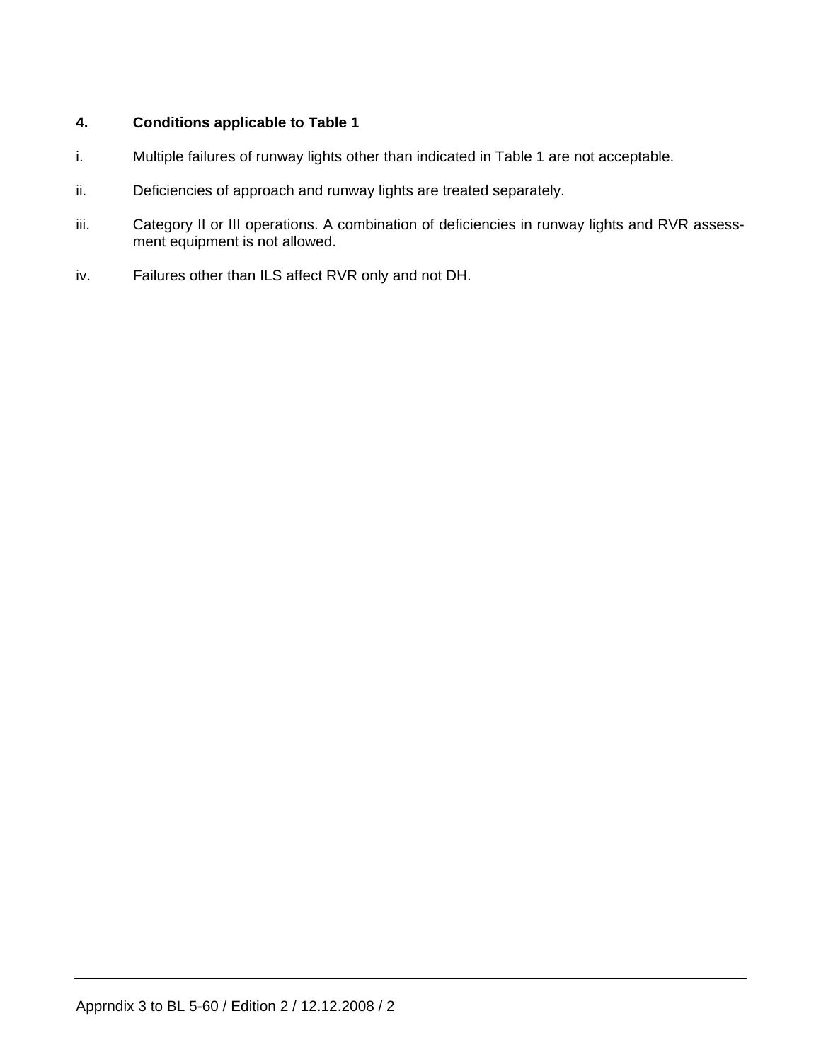## 4. Conditions applicable to Table 1

i. Multiple failures of runway lights other than indicated in Table 1 are not acceptable.

ii. Deficiencies of approach and runway lights are treated separately.

iii. Category II or III operations. A combination of deficiencies in runway lights and RVR assessment equipment is not allowed.

iv. Failures other than ILS affect RVR only and not DH.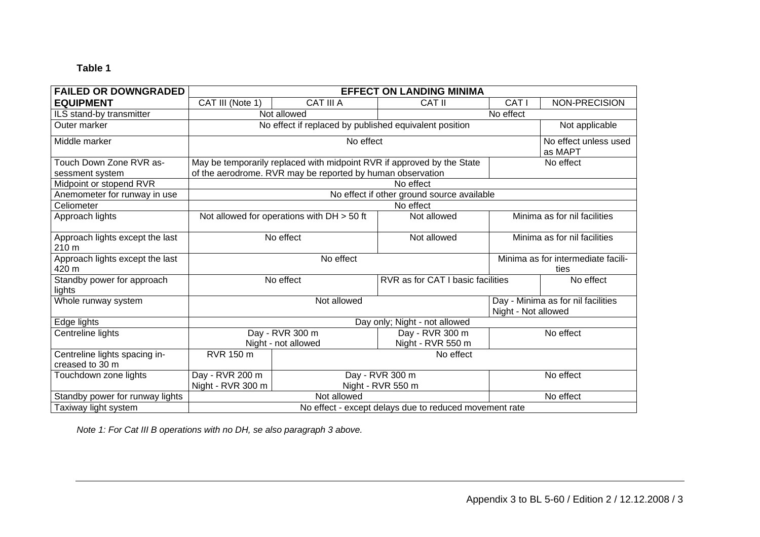**Table 1**

| FAILED OR DOWNGRADED EQUIPMENT | EFFECT ON LANDING MINIMA | | | | |
|---|---|---|---|---|---|
| | CAT III (Note 1) | CAT III A | CAT II | CAT I | NON-PRECISION |
| ILS stand-by transmitter | Not allowed | | No effect | | |
| Outer marker | No effect if replaced by published equivalent position | | | | Not applicable |
| Middle marker | No effect | | | | No effect unless used as MAPT |
| Touch Down Zone RVR assessment system | May be temporarily replaced with midpoint RVR if approved by the State of the aerodrome. RVR may be reported by human observation | | | No effect | |
| Midpoint or stopend RVR | No effect | | | | |
| Anemometer for runway in use | No effect if other ground source available | | | | |
| Celiometer | No effect | | | | |
| Approach lights | Not allowed for operations with DH > 50 ft | | Not allowed | Minima as for nil facilities | |
| Approach lights except the last 210 m | No effect | | Not allowed | Minima as for nil facilities | |
| Approach lights except the last 420 m | No effect | | | Minima as for intermediate facilities | |
| Standby power for approach lights | No effect | | RVR as for CAT I basic facilities | | No effect |
| Whole runway system | Not allowed | | | Day - Minima as for nil facilities<br>Night - Not allowed | |
| Edge lights | Day only; Night - not allowed | | | | |
| Centreline lights | Day - RVR 300 m<br>Night - not allowed | | Day - RVR 300 m<br>Night - RVR 550 m | No effect | |
| Centreline lights spacing increased to 30 m | RVR 150 m | No effect | | | |
| Touchdown zone lights | Day - RVR 200 m<br>Night - RVR 300 m | Day - RVR 300 m<br>Night - RVR 550 m | | No effect | |
| Standby power for runway lights | Not allowed | | | No effect | |
| Taxiway light system | No effect - except delays due to reduced movement rate | | | | |

*Note 1: For Cat III B operations with no DH, se also paragraph 3 above.*